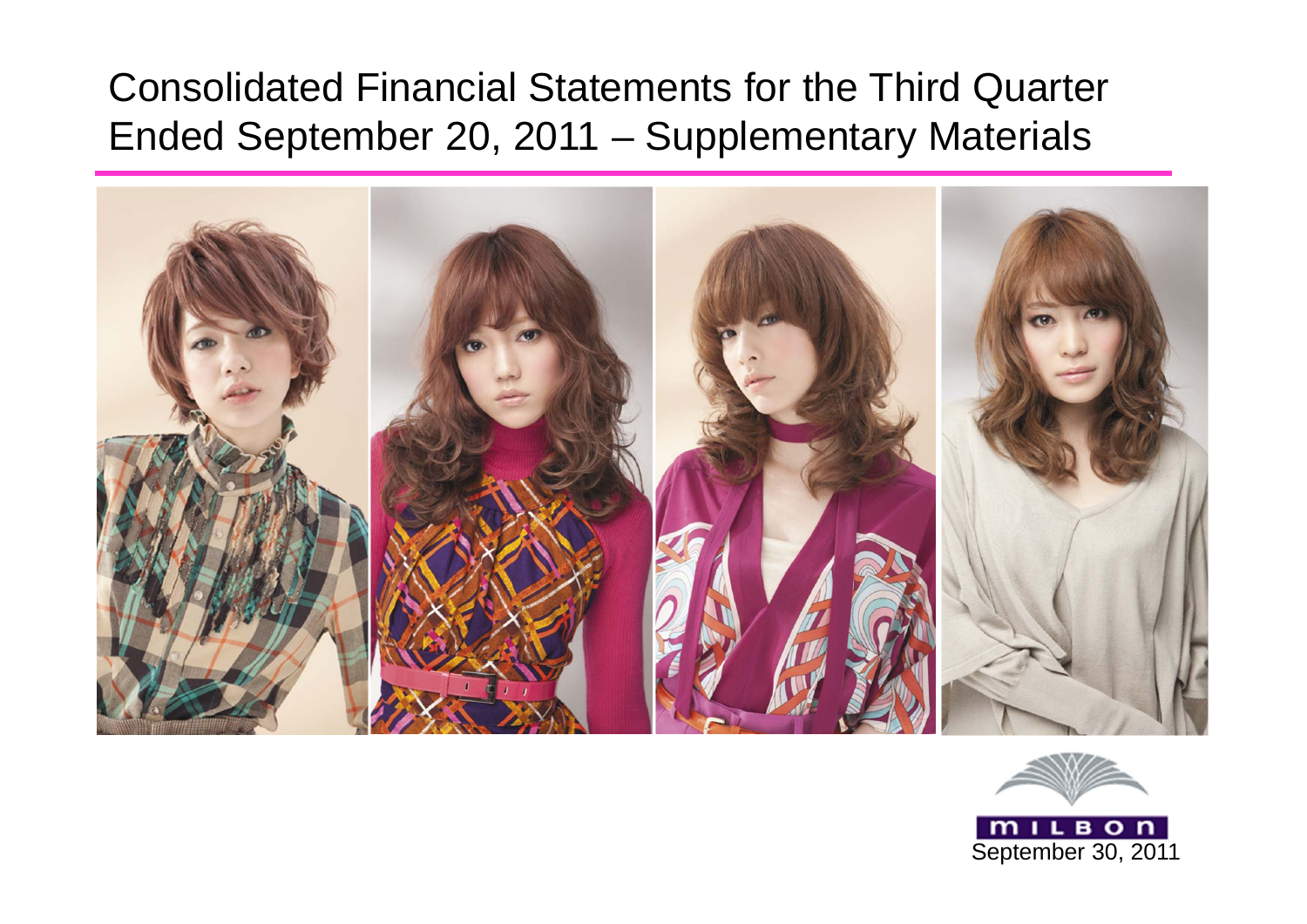# Consolidated Financial Statements for the Third Quarter Ended September 20, 2011 – Supplementary Materials

MILBON

September 30, 2011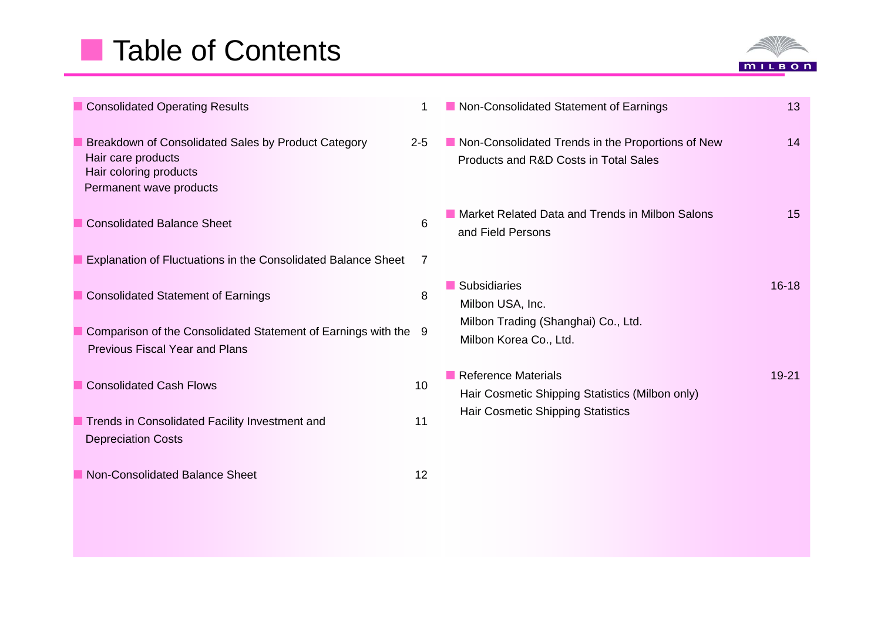# Table of Contents

| Section | Page |
|---|---|
| Consolidated Operating Results | 1 |
| Breakdown of Consolidated Sales by Product Category<br>Hair care products<br>Hair coloring products<br>Permanent wave products | 2-5 |
| Consolidated Balance Sheet | 6 |
| Explanation of Fluctuations in the Consolidated Balance Sheet | 7 |
| Consolidated Statement of Earnings | 8 |
| Comparison of the Consolidated Statement of Earnings with the Previous Fiscal Year and Plans | 9 |
| Consolidated Cash Flows | 10 |
| Trends in Consolidated Facility Investment and Depreciation Costs | 11 |
| Non-Consolidated Balance Sheet | 12 |
| Non-Consolidated Statement of Earnings | 13 |
| Non-Consolidated Trends in the Proportions of New Products and R&D Costs in Total Sales | 14 |
| Market Related Data and Trends in Milbon Salons and Field Persons | 15 |
| Subsidiaries<br>Milbon USA, Inc.<br>Milbon Trading (Shanghai) Co., Ltd.<br>Milbon Korea Co., Ltd. | 16-18 |
| Reference Materials<br>Hair Cosmetic Shipping Statistics (Milbon only)<br>Hair Cosmetic Shipping Statistics | 19-21 |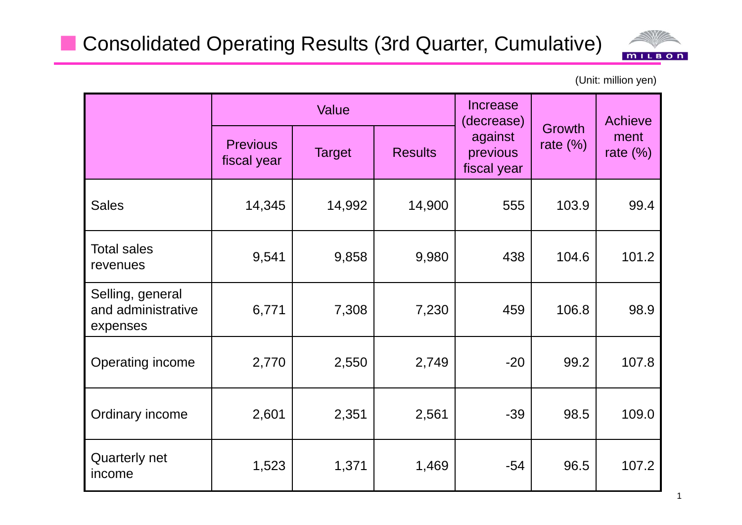# Consolidated Operating Results (3rd Quarter, Cumulative)

(Unit: million yen)

| | Value | | | Increase (decrease) against previous fiscal year | Growth rate (%) | Achievement rate (%) |
|---|---|---|---|---|---|---|
| | Previous fiscal year | Target | Results | | | |
| Sales | 14,345 | 14,992 | 14,900 | 555 | 103.9 | 99.4 |
| Total sales revenues | 9,541 | 9,858 | 9,980 | 438 | 104.6 | 101.2 |
| Selling, general and administrative expenses | 6,771 | 7,308 | 7,230 | 459 | 106.8 | 98.9 |
| Operating income | 2,770 | 2,550 | 2,749 | -20 | 99.2 | 107.8 |
| Ordinary income | 2,601 | 2,351 | 2,561 | -39 | 98.5 | 109.0 |
| Quarterly net income | 1,523 | 1,371 | 1,469 | -54 | 96.5 | 107.2 |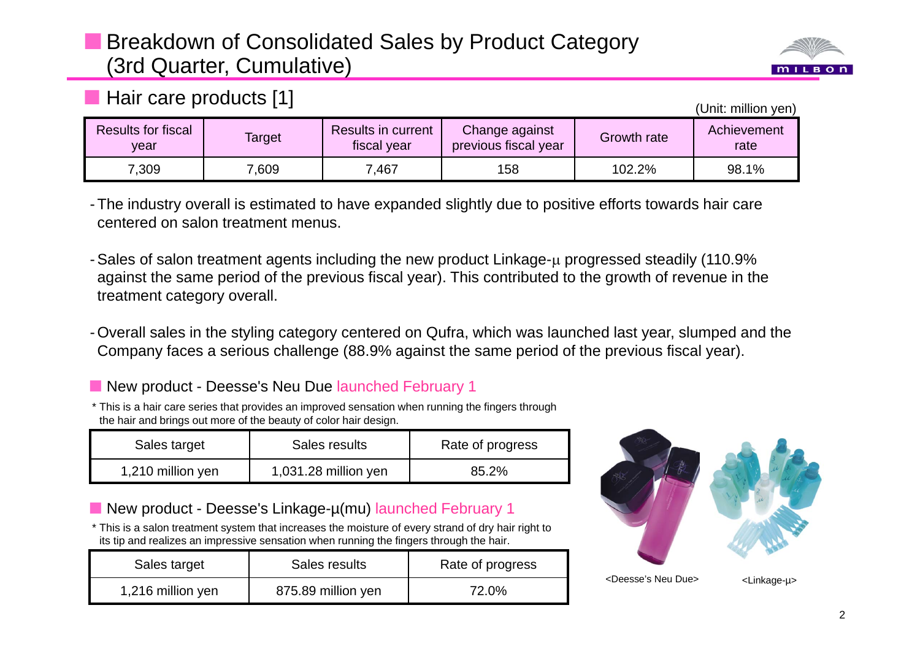## Breakdown of Consolidated Sales by Product Category (3rd Quarter, Cumulative)

### Hair care products [1]

(Unit: million yen)

| Results for fiscal year | Target | Results in current fiscal year | Change against previous fiscal year | Growth rate | Achievement rate |
|---|---|---|---|---|---|
| 7,309 | 7,609 | 7,467 | 158 | 102.2% | 98.1% |

- The industry overall is estimated to have expanded slightly due to positive efforts towards hair care centered on salon treatment menus.
- Sales of salon treatment agents including the new product Linkage-μ progressed steadily (110.9% against the same period of the previous fiscal year). This contributed to the growth of revenue in the treatment category overall.
- Overall sales in the styling category centered on Qufra, which was launched last year, slumped and the Company faces a serious challenge (88.9% against the same period of the previous fiscal year).

### New product - Deesse's Neu Due launched February 1

\* This is a hair care series that provides an improved sensation when running the fingers through the hair and brings out more of the beauty of color hair design.

| Sales target | Sales results | Rate of progress |
|---|---|---|
| 1,210 million yen | 1,031.28 million yen | 85.2% |

### New product - Deesse's Linkage-μ(mu) launched February 1

\* This is a salon treatment system that increases the moisture of every strand of dry hair right to its tip and realizes an impressive sensation when running the fingers through the hair.

| Sales target | Sales results | Rate of progress |
|---|---|---|
| 1,216 million yen | 875.89 million yen | 72.0% |

<Deesse's Neu Due>

<Linkage-μ>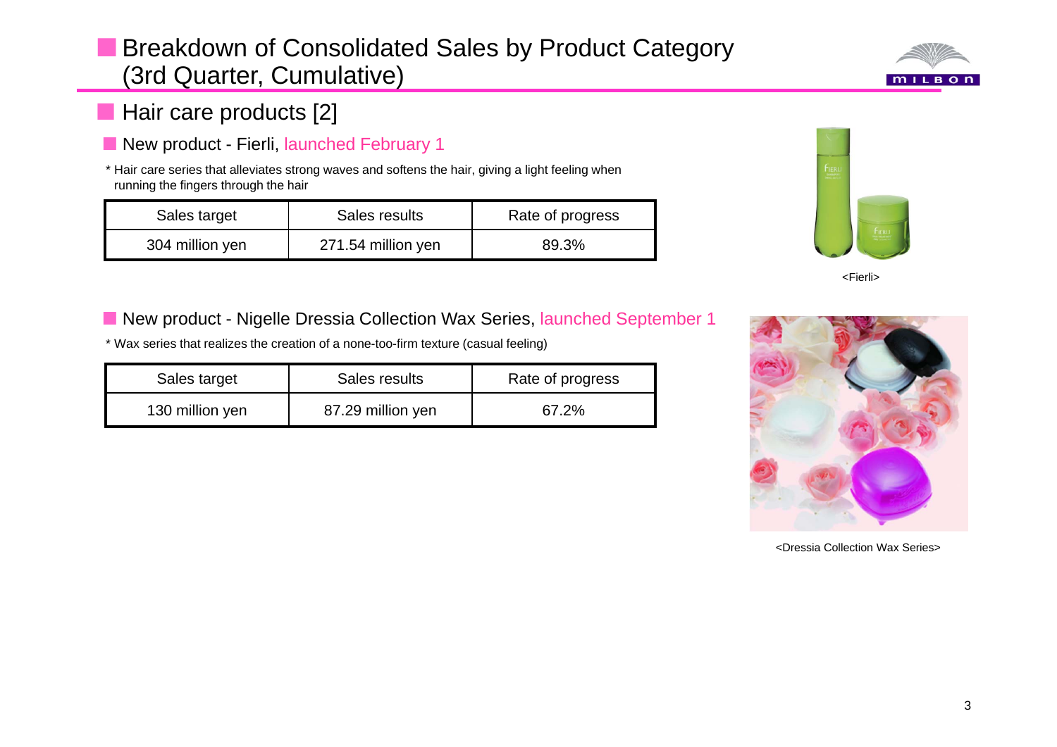# Breakdown of Consolidated Sales by Product Category (3rd Quarter, Cumulative)

## Hair care products [2]

### New product - Fierli, launched February 1

* Hair care series that alleviates strong waves and softens the hair, giving a light feeling when running the fingers through the hair

| Sales target | Sales results | Rate of progress |
|---|---|---|
| 304 million yen | 271.54 million yen | 89.3% |

<Fierli>

### New product - Nigelle Dressia Collection Wax Series, launched September 1

* Wax series that realizes the creation of a none-too-firm texture (casual feeling)

| Sales target | Sales results | Rate of progress |
|---|---|---|
| 130 million yen | 87.29 million yen | 67.2% |

<Dressia Collection Wax Series>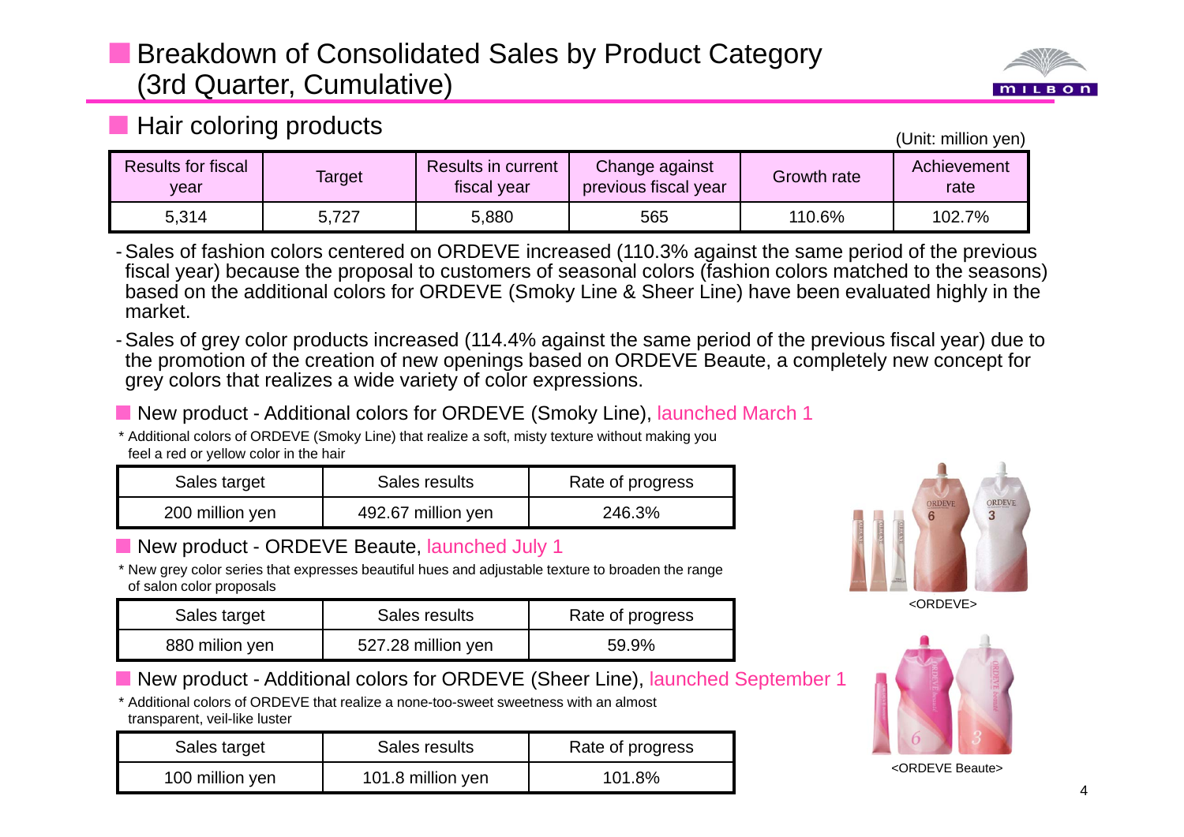## Breakdown of Consolidated Sales by Product Category (3rd Quarter, Cumulative)

### Hair coloring products

(Unit: million yen)

| Results for fiscal year | Target | Results in current fiscal year | Change against previous fiscal year | Growth rate | Achievement rate |
|---|---|---|---|---|---|
| 5,314 | 5,727 | 5,880 | 565 | 110.6% | 102.7% |

- Sales of fashion colors centered on ORDEVE increased (110.3% against the same period of the previous fiscal year) because the proposal to customers of seasonal colors (fashion colors matched to the seasons) based on the additional colors for ORDEVE (Smoky Line & Sheer Line) have been evaluated highly in the market.
- Sales of grey color products increased (114.4% against the same period of the previous fiscal year) due to the promotion of the creation of new openings based on ORDEVE Beaute, a completely new concept for grey colors that realizes a wide variety of color expressions.

### New product - Additional colors for ORDEVE (Smoky Line), launched March 1

* Additional colors of ORDEVE (Smoky Line) that realize a soft, misty texture without making you feel a red or yellow color in the hair

| Sales target | Sales results | Rate of progress |
|---|---|---|
| 200 million yen | 492.67 million yen | 246.3% |

### New product - ORDEVE Beaute, launched July 1

* New grey color series that expresses beautiful hues and adjustable texture to broaden the range of salon color proposals

| Sales target | Sales results | Rate of progress |
|---|---|---|
| 880 milion yen | 527.28 million yen | 59.9% |

### New product - Additional colors for ORDEVE (Sheer Line), launched September 1

* Additional colors of ORDEVE that realize a none-too-sweet sweetness with an almost transparent, veil-like luster

| Sales target | Sales results | Rate of progress |
|---|---|---|
| 100 million yen | 101.8 million yen | 101.8% |

<ORDEVE>

<ORDEVE Beaute>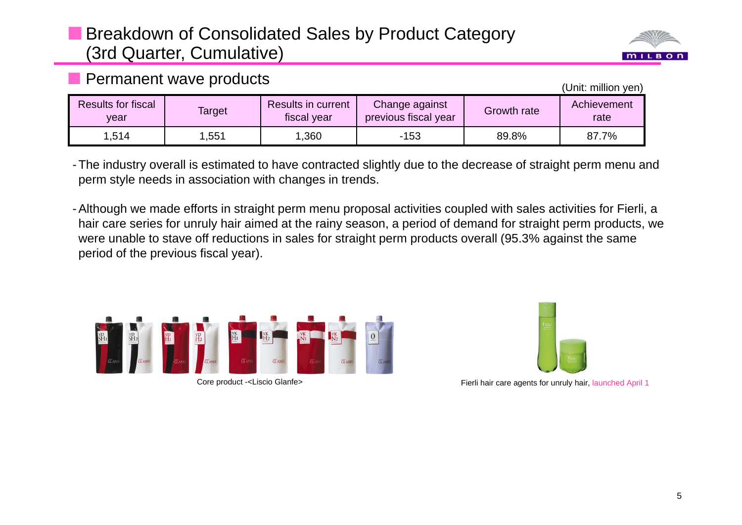# Breakdown of Consolidated Sales by Product Category (3rd Quarter, Cumulative)

## Permanent wave products

(Unit: million yen)

| Results for fiscal year | Target | Results in current fiscal year | Change against previous fiscal year | Growth rate | Achievement rate |
|---|---|---|---|---|---|
| 1,514 | 1,551 | 1,360 | -153 | 89.8% | 87.7% |

- The industry overall is estimated to have contracted slightly due to the decrease of straight perm menu and perm style needs in association with changes in trends.

- Although we made efforts in straight perm menu proposal activities coupled with sales activities for Fierli, a hair care series for unruly hair aimed at the rainy season, a period of demand for straight perm products, we were unable to stave off reductions in sales for straight perm products overall (95.3% against the same period of the previous fiscal year).

Core product -<Liscio Glanfe>

Fierli hair care agents for unruly hair, launched April 1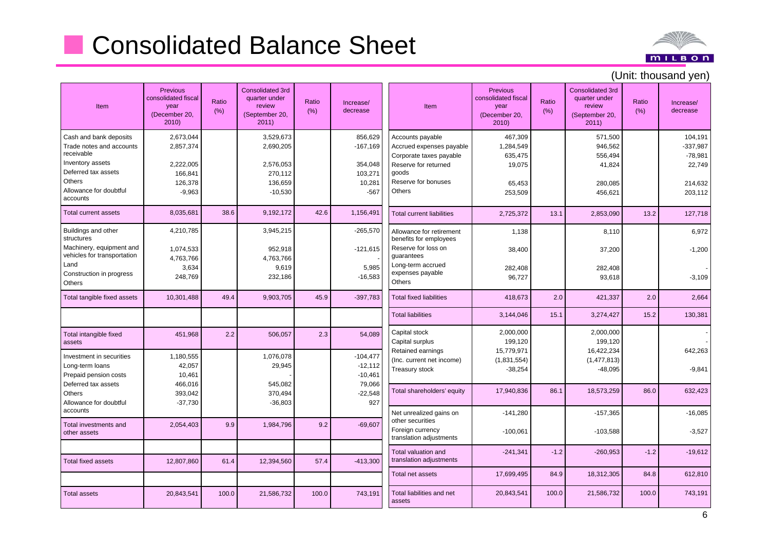# Consolidated Balance Sheet

(Unit: thousand yen)

| Item | Previous consolidated fiscal year (December 20, 2010) | Ratio (%) | Consolidated 3rd quarter under review (September 20, 2011) | Ratio (%) | Increase/ decrease |
|---|---|---|---|---|---|
| Cash and bank deposits | 2,673,044 | | 3,529,673 | | 856,629 |
| Trade notes and accounts receivable | 2,857,374 | | 2,690,205 | | -167,169 |
| Inventory assets | 2,222,005 | | 2,576,053 | | 354,048 |
| Deferred tax assets | 166,841 | | 270,112 | | 103,271 |
| Others | 126,378 | | 136,659 | | 10,281 |
| Allowance for doubtful accounts | -9,963 | | -10,530 | | -567 |
| Total current assets | 8,035,681 | 38.6 | 9,192,172 | 42.6 | 1,156,491 |
| Buildings and other structures | 4,210,785 | | 3,945,215 | | -265,570 |
| Machinery, equipment and vehicles for transportation | 1,074,533 | | 952,918 | | -121,615 |
| Land | 4,763,766 | | 4,763,766 | | - |
| Construction in progress | 3,634 | | 9,619 | | 5,985 |
| Others | 248,769 | | 232,186 | | -16,583 |
| Total tangible fixed assets | 10,301,488 | 49.4 | 9,903,705 | 45.9 | -397,783 |
| Total intangible fixed assets | 451,968 | 2.2 | 506,057 | 2.3 | 54,089 |
| Investment in securities | 1,180,555 | | 1,076,078 | | -104,477 |
| Long-term loans | 42,057 | | 29,945 | | -12,112 |
| Prepaid pension costs | 10,461 | | - | | -10,461 |
| Deferred tax assets | 466,016 | | 545,082 | | 79,066 |
| Others | 393,042 | | 370,494 | | -22,548 |
| Allowance for doubtful accounts | -37,730 | | -36,803 | | 927 |
| Total investments and other assets | 2,054,403 | 9.9 | 1,984,796 | 9.2 | -69,607 |
| Total fixed assets | 12,807,860 | 61.4 | 12,394,560 | 57.4 | -413,300 |
| Total assets | 20,843,541 | 100.0 | 21,586,732 | 100.0 | 743,191 |

| Item | Previous consolidated fiscal year (December 20, 2010) | Ratio (%) | Consolidated 3rd quarter under review (September 20, 2011) | Ratio (%) | Increase/ decrease |
|---|---|---|---|---|---|
| Accounts payable | 467,309 | | 571,500 | | 104,191 |
| Accrued expenses payable | 1,284,549 | | 946,562 | | -337,987 |
| Corporate taxes payable | 635,475 | | 556,494 | | -78,981 |
| Reserve for returned goods | 19,075 | | 41,824 | | 22,749 |
| Reserve for bonuses | 65,453 | | 280,085 | | 214,632 |
| Others | 253,509 | | 456,621 | | 203,112 |
| Total current liabilities | 2,725,372 | 13.1 | 2,853,090 | 13.2 | 127,718 |
| Allowance for retirement benefits for employees | 1,138 | | 8,110 | | 6,972 |
| Reserve for loss on guarantees | 38,400 | | 37,200 | | -1,200 |
| Long-term accrued expenses payable | 282,408 | | 282,408 | | - |
| Others | 96,727 | | 93,618 | | -3,109 |
| Total fixed liabilities | 418,673 | 2.0 | 421,337 | 2.0 | 2,664 |
| Total liabilities | 3,144,046 | 15.1 | 3,274,427 | 15.2 | 130,381 |
| Capital stock | 2,000,000 | | 2,000,000 | | - |
| Capital surplus | 199,120 | | 199,120 | | - |
| Retained earnings | 15,779,971 | | 16,422,234 | | 642,263 |
| (Inc. current net income) | (1,831,554) | | (1,477,813) | | |
| Treasury stock | -38,254 | | -48,095 | | -9,841 |
| Total shareholders' equity | 17,940,836 | 86.1 | 18,573,259 | 86.0 | 632,423 |
| Net unrealized gains on other securities | -141,280 | | -157,365 | | -16,085 |
| Foreign currency translation adjustments | -100,061 | | -103,588 | | -3,527 |
| Total valuation and translation adjustments | -241,341 | -1.2 | -260,953 | -1.2 | -19,612 |
| Total net assets | 17,699,495 | 84.9 | 18,312,305 | 84.8 | 612,810 |
| Total liabilities and net assets | 20,843,541 | 100.0 | 21,586,732 | 100.0 | 743,191 |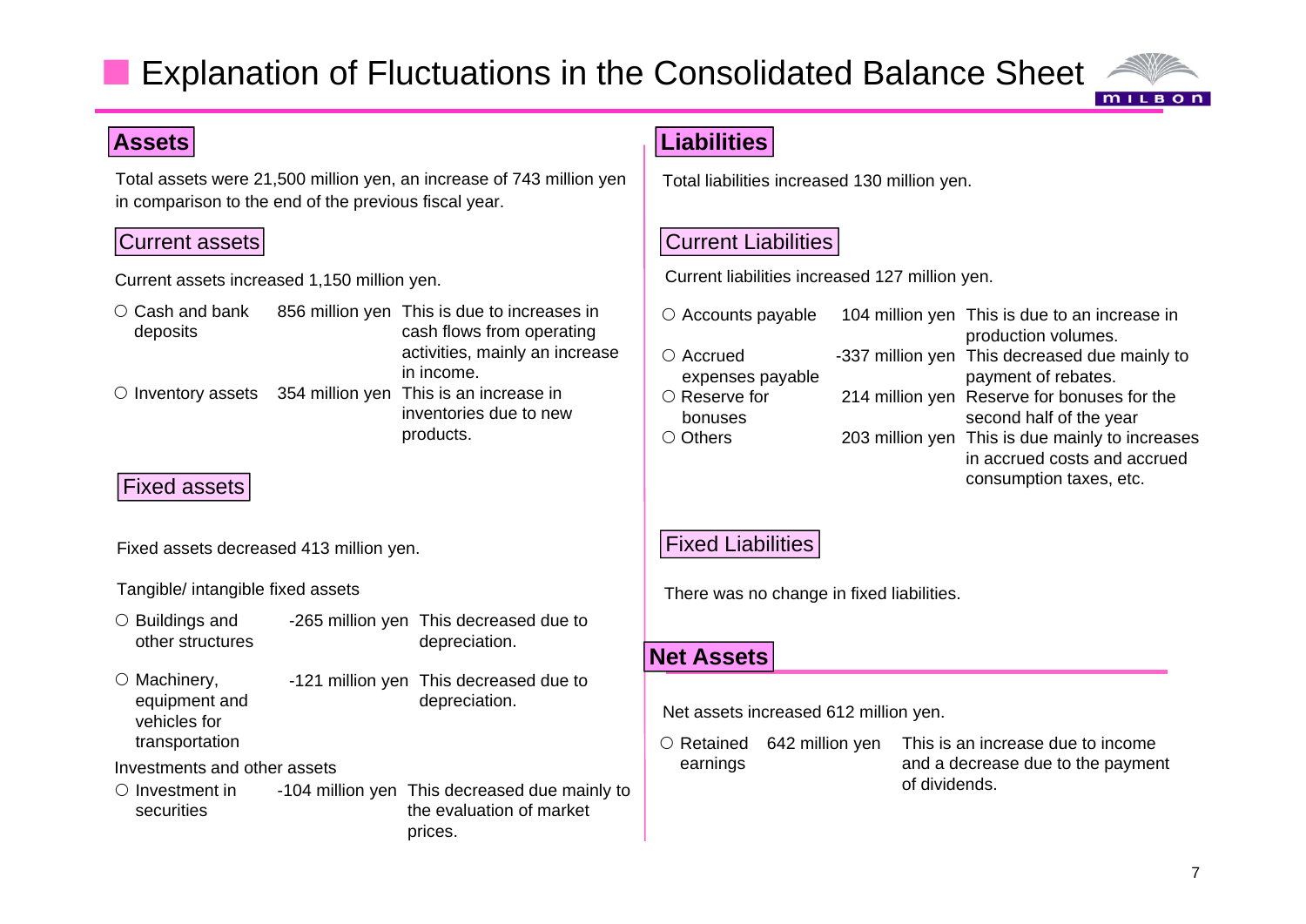# Explanation of Fluctuations in the Consolidated Balance Sheet

## Assets

Total assets were 21,500 million yen, an increase of 743 million yen in comparison to the end of the previous fiscal year.

### Current assets

Current assets increased 1,150 million yen.

| Item | Amount | Explanation |
|---|---|---|
| ○ Cash and bank deposits | 856 million yen | This is due to increases in cash flows from operating activities, mainly an increase in income. |
| ○ Inventory assets | 354 million yen | This is an increase in inventories due to new products. |

### Fixed assets

Fixed assets decreased 413 million yen.

Tangible/ intangible fixed assets

| Item | Amount | Explanation |
|---|---|---|
| ○ Buildings and other structures | -265 million yen | This decreased due to depreciation. |
| ○ Machinery, equipment and vehicles for transportation | -121 million yen | This decreased due to depreciation. |

Investments and other assets

| Item | Amount | Explanation |
|---|---|---|
| ○ Investment in securities | -104 million yen | This decreased due mainly to the evaluation of market prices. |

## Liabilities

Total liabilities increased 130 million yen.

### Current Liabilities

Current liabilities increased 127 million yen.

| Item | Amount | Explanation |
|---|---|---|
| ○ Accounts payable | 104 million yen | This is due to an increase in production volumes. |
| ○ Accrued expenses payable | -337 million yen | This decreased due mainly to payment of rebates. |
| ○ Reserve for bonuses | 214 million yen | Reserve for bonuses for the second half of the year |
| ○ Others | 203 million yen | This is due mainly to increases in accrued costs and accrued consumption taxes, etc. |

### Fixed Liabilities

There was no change in fixed liabilities.

## Net Assets

Net assets increased 612 million yen.

| Item | Amount | Explanation |
|---|---|---|
| ○ Retained earnings | 642 million yen | This is an increase due to income and a decrease due to the payment of dividends. |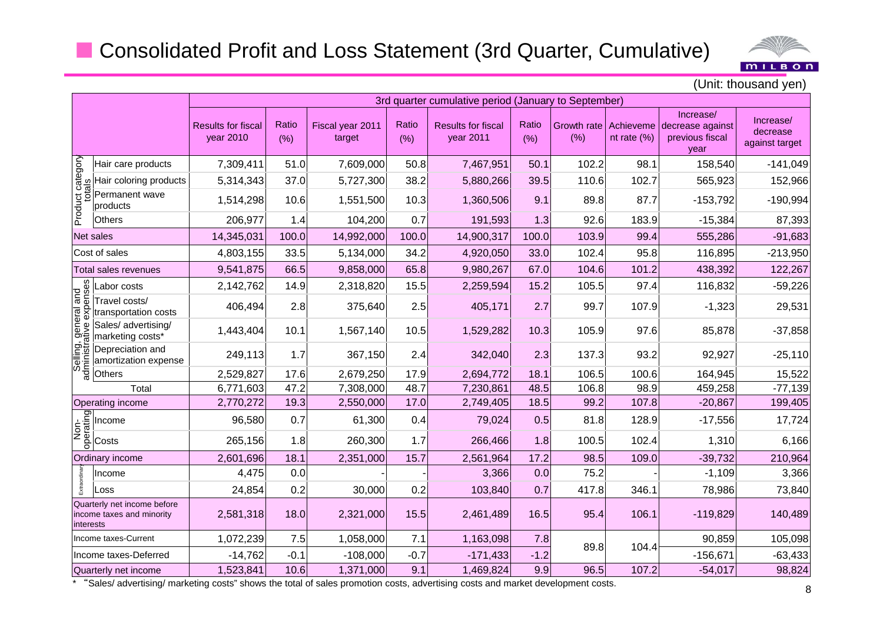## Consolidated Profit and Loss Statement (3rd Quarter, Cumulative)

(Unit: thousand yen)

| | | 3rd quarter cumulative period (January to September) | | | | | | | | | |
|---|---|---|---|---|---|---|---|---|---|---|---|
| | | Results for fiscal year 2010 | Ratio (%) | Fiscal year 2011 target | Ratio (%) | Results for fiscal year 2011 | Ratio (%) | Growth rate (%) | Achievement rate (%) | Increase/ decrease against previous fiscal year | Increase/ decrease against target |
| Product category totals | Hair care products | 7,309,411 | 51.0 | 7,609,000 | 50.8 | 7,467,951 | 50.1 | 102.2 | 98.1 | 158,540 | -141,049 |
| | Hair coloring products | 5,314,343 | 37.0 | 5,727,300 | 38.2 | 5,880,266 | 39.5 | 110.6 | 102.7 | 565,923 | 152,966 |
| | Permanent wave products | 1,514,298 | 10.6 | 1,551,500 | 10.3 | 1,360,506 | 9.1 | 89.8 | 87.7 | -153,792 | -190,994 |
| | Others | 206,977 | 1.4 | 104,200 | 0.7 | 191,593 | 1.3 | 92.6 | 183.9 | -15,384 | 87,393 |
| Net sales | | 14,345,031 | 100.0 | 14,992,000 | 100.0 | 14,900,317 | 100.0 | 103.9 | 99.4 | 555,286 | -91,683 |
| Cost of sales | | 4,803,155 | 33.5 | 5,134,000 | 34.2 | 4,920,050 | 33.0 | 102.4 | 95.8 | 116,895 | -213,950 |
| Total sales revenues | | 9,541,875 | 66.5 | 9,858,000 | 65.8 | 9,980,267 | 67.0 | 104.6 | 101.2 | 438,392 | 122,267 |
| Selling, general and administrative expenses | Labor costs | 2,142,762 | 14.9 | 2,318,820 | 15.5 | 2,259,594 | 15.2 | 105.5 | 97.4 | 116,832 | -59,226 |
| | Travel costs/ transportation costs | 406,494 | 2.8 | 375,640 | 2.5 | 405,171 | 2.7 | 99.7 | 107.9 | -1,323 | 29,531 |
| | Sales/ advertising/ marketing costs* | 1,443,404 | 10.1 | 1,567,140 | 10.5 | 1,529,282 | 10.3 | 105.9 | 97.6 | 85,878 | -37,858 |
| | Depreciation and amortization expense | 249,113 | 1.7 | 367,150 | 2.4 | 342,040 | 2.3 | 137.3 | 93.2 | 92,927 | -25,110 |
| | Others | 2,529,827 | 17.6 | 2,679,250 | 17.9 | 2,694,772 | 18.1 | 106.5 | 100.6 | 164,945 | 15,522 |
| | Total | 6,771,603 | 47.2 | 7,308,000 | 48.7 | 7,230,861 | 48.5 | 106.8 | 98.9 | 459,258 | -77,139 |
| Operating income | | 2,770,272 | 19.3 | 2,550,000 | 17.0 | 2,749,405 | 18.5 | 99.2 | 107.8 | -20,867 | 199,405 |
| Non-operating | Income | 96,580 | 0.7 | 61,300 | 0.4 | 79,024 | 0.5 | 81.8 | 128.9 | -17,556 | 17,724 |
| | Costs | 265,156 | 1.8 | 260,300 | 1.7 | 266,466 | 1.8 | 100.5 | 102.4 | 1,310 | 6,166 |
| Ordinary income | | 2,601,696 | 18.1 | 2,351,000 | 15.7 | 2,561,964 | 17.2 | 98.5 | 109.0 | -39,732 | 210,964 |
| Extraordinary | Income | 4,475 | 0.0 | - | - | 3,366 | 0.0 | 75.2 | - | -1,109 | 3,366 |
| | Loss | 24,854 | 0.2 | 30,000 | 0.2 | 103,840 | 0.7 | 417.8 | 346.1 | 78,986 | 73,840 |
| Quarterly net income before income taxes and minority interests | | 2,581,318 | 18.0 | 2,321,000 | 15.5 | 2,461,489 | 16.5 | 95.4 | 106.1 | -119,829 | 140,489 |
| Income taxes-Current | | 1,072,239 | 7.5 | 1,058,000 | 7.1 | 1,163,098 | 7.8 | 89.8 | 104.4 | 90,859 | 105,098 |
| Income taxes-Deferred | | -14,762 | -0.1 | -108,000 | -0.7 | -171,433 | -1.2 | | | -156,671 | -63,433 |
| Quarterly net income | | 1,523,841 | 10.6 | 1,371,000 | 9.1 | 1,469,824 | 9.9 | 96.5 | 107.2 | -54,017 | 98,824 |

* "Sales/ advertising/ marketing costs" shows the total of sales promotion costs, advertising costs and market development costs.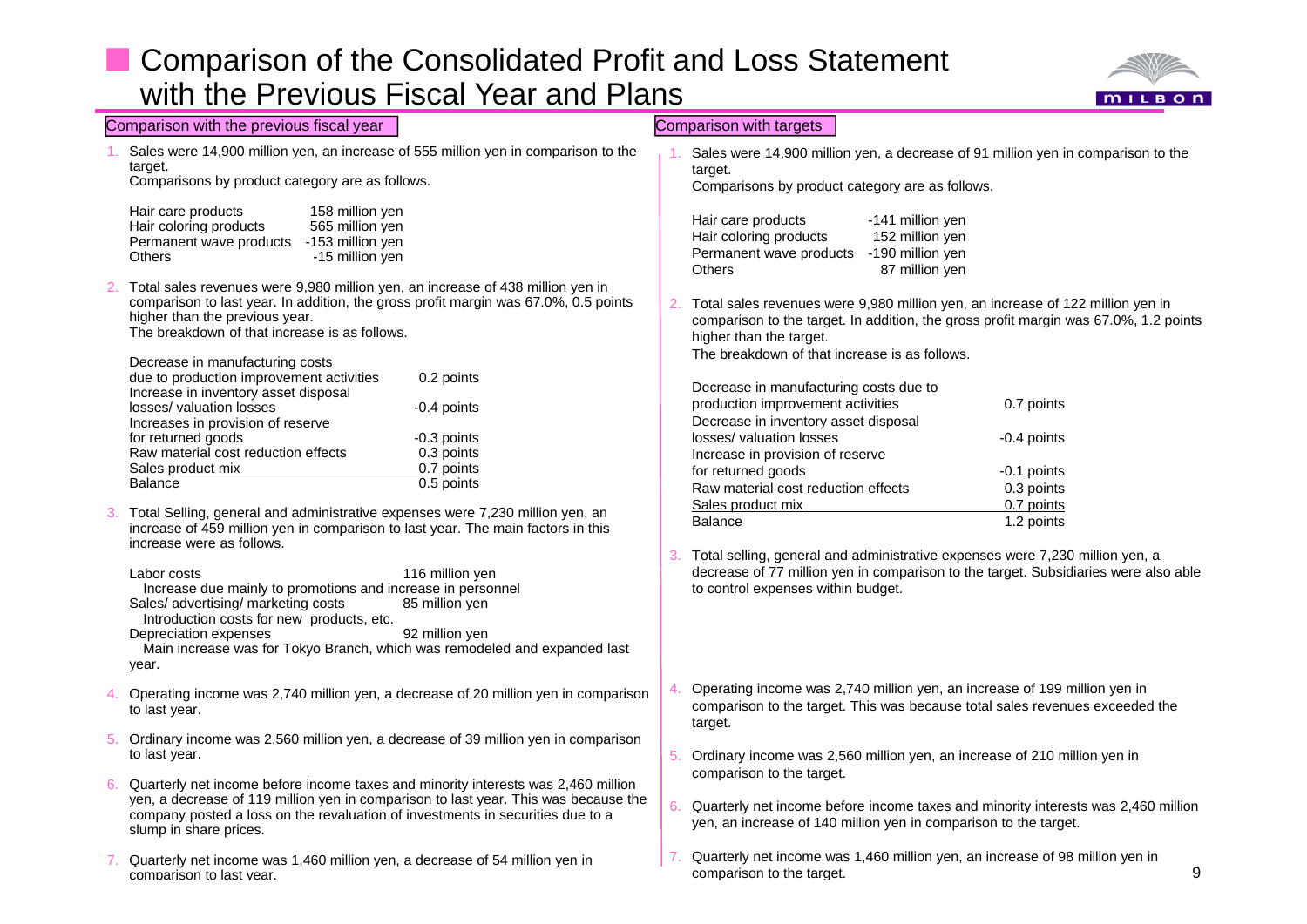# Comparison of the Consolidated Profit and Loss Statement with the Previous Fiscal Year and Plans

## Comparison with the previous fiscal year

1. Sales were 14,900 million yen, an increase of 555 million yen in comparison to the target.
   Comparisons by product category are as follows.

| | |
|---|---|
| Hair care products | 158 million yen |
| Hair coloring products | 565 million yen |
| Permanent wave products | -153 million yen |
| Others | -15 million yen |

2. Total sales revenues were 9,980 million yen, an increase of 438 million yen in comparison to last year. In addition, the gross profit margin was 67.0%, 0.5 points higher than the previous year.
   The breakdown of that increase is as follows.

| | |
|---|---|
| Decrease in manufacturing costs due to production improvement activities | 0.2 points |
| Increase in inventory asset disposal losses/ valuation losses | -0.4 points |
| Increases in provision of reserve for returned goods | -0.3 points |
| Raw material cost reduction effects | 0.3 points |
| Sales product mix | 0.7 points |
| Balance | 0.5 points |

3. Total Selling, general and administrative expenses were 7,230 million yen, an increase of 459 million yen in comparison to last year. The main factors in this increase were as follows.

   Labor costs 116 million yen
   Increase due mainly to promotions and increase in personnel
   Sales/ advertising/ marketing costs 85 million yen
   Introduction costs for new products, etc.
   Depreciation expenses 92 million yen
   Main increase was for Tokyo Branch, which was remodeled and expanded last year.

4. Operating income was 2,740 million yen, a decrease of 20 million yen in comparison to last year.
5. Ordinary income was 2,560 million yen, a decrease of 39 million yen in comparison to last year.
6. Quarterly net income before income taxes and minority interests was 2,460 million yen, a decrease of 119 million yen in comparison to last year. This was because the company posted a loss on the revaluation of investments in securities due to a slump in share prices.
7. Quarterly net income was 1,460 million yen, a decrease of 54 million yen in comparison to last year.

## Comparison with targets

1. Sales were 14,900 million yen, a decrease of 91 million yen in comparison to the target.
   Comparisons by product category are as follows.

| | |
|---|---|
| Hair care products | -141 million yen |
| Hair coloring products | 152 million yen |
| Permanent wave products | -190 million yen |
| Others | 87 million yen |

2. Total sales revenues were 9,980 million yen, an increase of 122 million yen in comparison to the target. In addition, the gross profit margin was 67.0%, 1.2 points higher than the target.
   The breakdown of that increase is as follows.

| | |
|---|---|
| Decrease in manufacturing costs due to production improvement activities | 0.7 points |
| Decrease in inventory asset disposal losses/ valuation losses | -0.4 points |
| Increase in provision of reserve for returned goods | -0.1 points |
| Raw material cost reduction effects | 0.3 points |
| Sales product mix | 0.7 points |
| Balance | 1.2 points |

3. Total selling, general and administrative expenses were 7,230 million yen, a decrease of 77 million yen in comparison to the target. Subsidiaries were also able to control expenses within budget.
4. Operating income was 2,740 million yen, an increase of 199 million yen in comparison to the target. This was because total sales revenues exceeded the target.
5. Ordinary income was 2,560 million yen, an increase of 210 million yen in comparison to the target.
6. Quarterly net income before income taxes and minority interests was 2,460 million yen, an increase of 140 million yen in comparison to the target.
7. Quarterly net income was 1,460 million yen, an increase of 98 million yen in comparison to the target.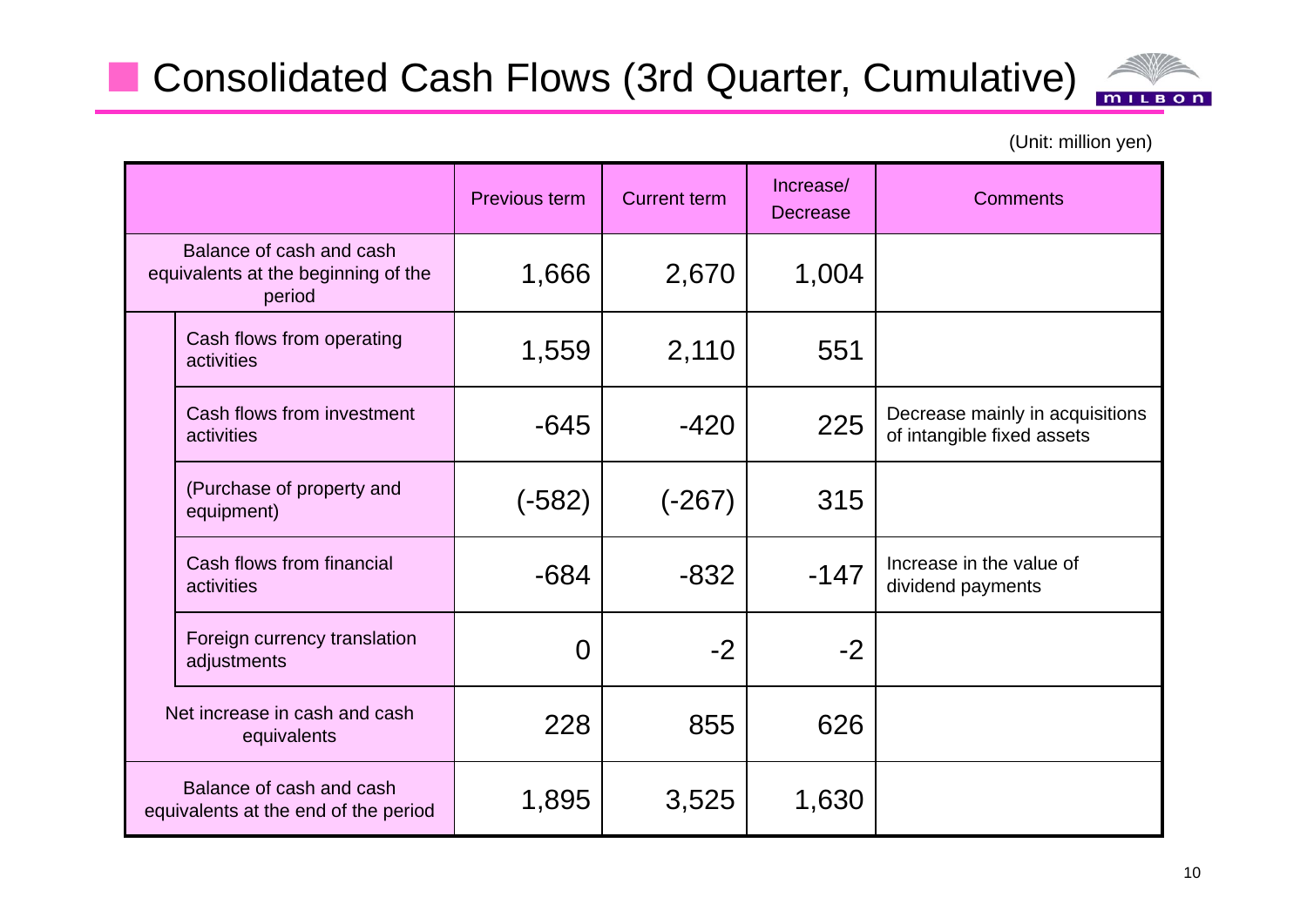# Consolidated Cash Flows (3rd Quarter, Cumulative)

(Unit: million yen)

| | Previous term | Current term | Increase/ Decrease | Comments |
|---|---|---|---|---|
| Balance of cash and cash equivalents at the beginning of the period | 1,666 | 2,670 | 1,004 | |
| Cash flows from operating activities | 1,559 | 2,110 | 551 | |
| Cash flows from investment activities | -645 | -420 | 225 | Decrease mainly in acquisitions of intangible fixed assets |
| (Purchase of property and equipment) | (-582) | (-267) | 315 | |
| Cash flows from financial activities | -684 | -832 | -147 | Increase in the value of dividend payments |
| Foreign currency translation adjustments | 0 | -2 | -2 | |
| Net increase in cash and cash equivalents | 228 | 855 | 626 | |
| Balance of cash and cash equivalents at the end of the period | 1,895 | 3,525 | 1,630 | |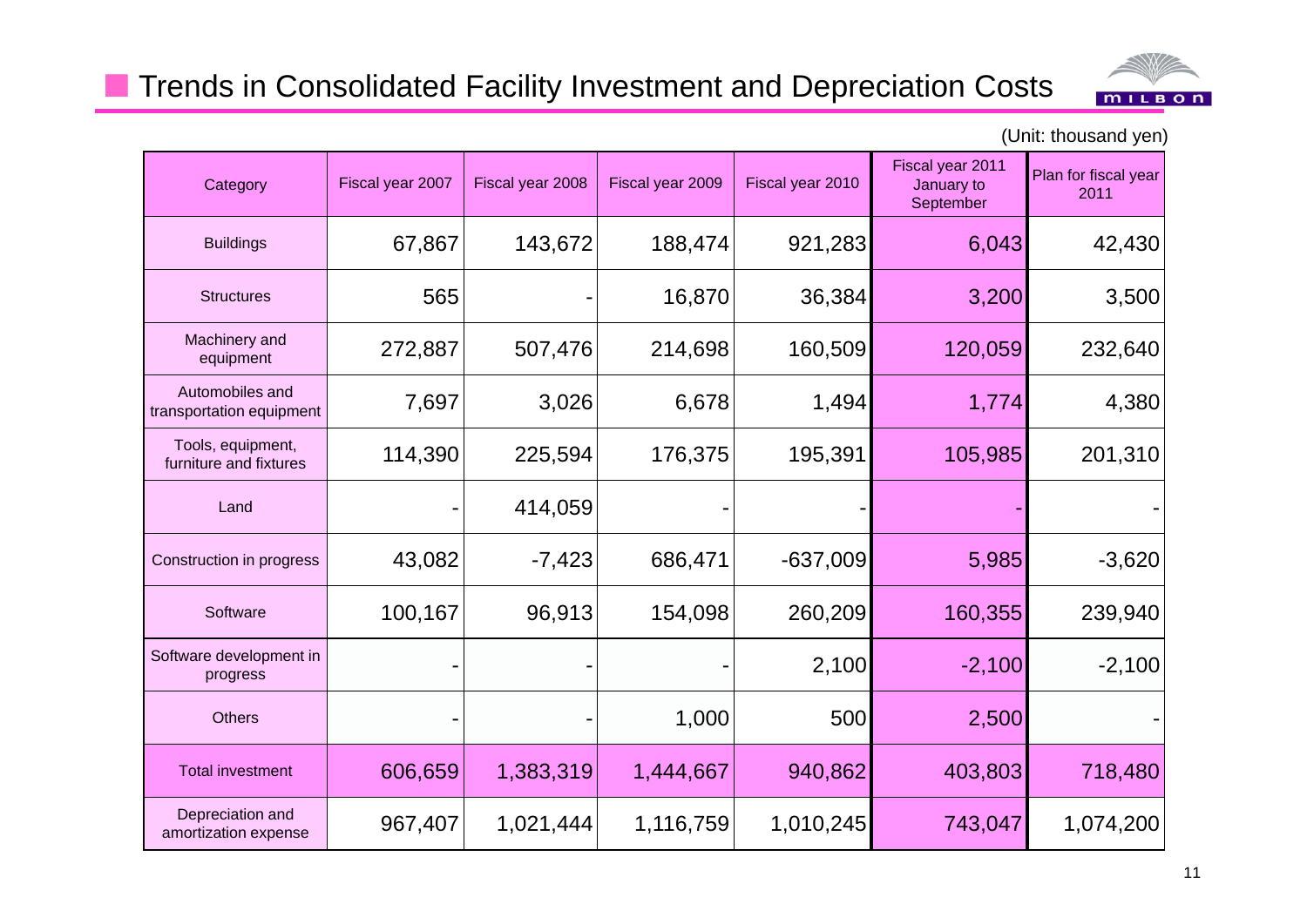## Trends in Consolidated Facility Investment and Depreciation Costs

(Unit: thousand yen)

| Category | Fiscal year 2007 | Fiscal year 2008 | Fiscal year 2009 | Fiscal year 2010 | Fiscal year 2011 January to September | Plan for fiscal year 2011 |
|---|---|---|---|---|---|---|
| Buildings | 67,867 | 143,672 | 188,474 | 921,283 | 6,043 | 42,430 |
| Structures | 565 | - | 16,870 | 36,384 | 3,200 | 3,500 |
| Machinery and equipment | 272,887 | 507,476 | 214,698 | 160,509 | 120,059 | 232,640 |
| Automobiles and transportation equipment | 7,697 | 3,026 | 6,678 | 1,494 | 1,774 | 4,380 |
| Tools, equipment, furniture and fixtures | 114,390 | 225,594 | 176,375 | 195,391 | 105,985 | 201,310 |
| Land | - | 414,059 | - | - | - | - |
| Construction in progress | 43,082 | -7,423 | 686,471 | -637,009 | 5,985 | -3,620 |
| Software | 100,167 | 96,913 | 154,098 | 260,209 | 160,355 | 239,940 |
| Software development in progress | - | - | - | 2,100 | -2,100 | -2,100 |
| Others | - | - | 1,000 | 500 | 2,500 | - |
| Total investment | 606,659 | 1,383,319 | 1,444,667 | 940,862 | 403,803 | 718,480 |
| Depreciation and amortization expense | 967,407 | 1,021,444 | 1,116,759 | 1,010,245 | 743,047 | 1,074,200 |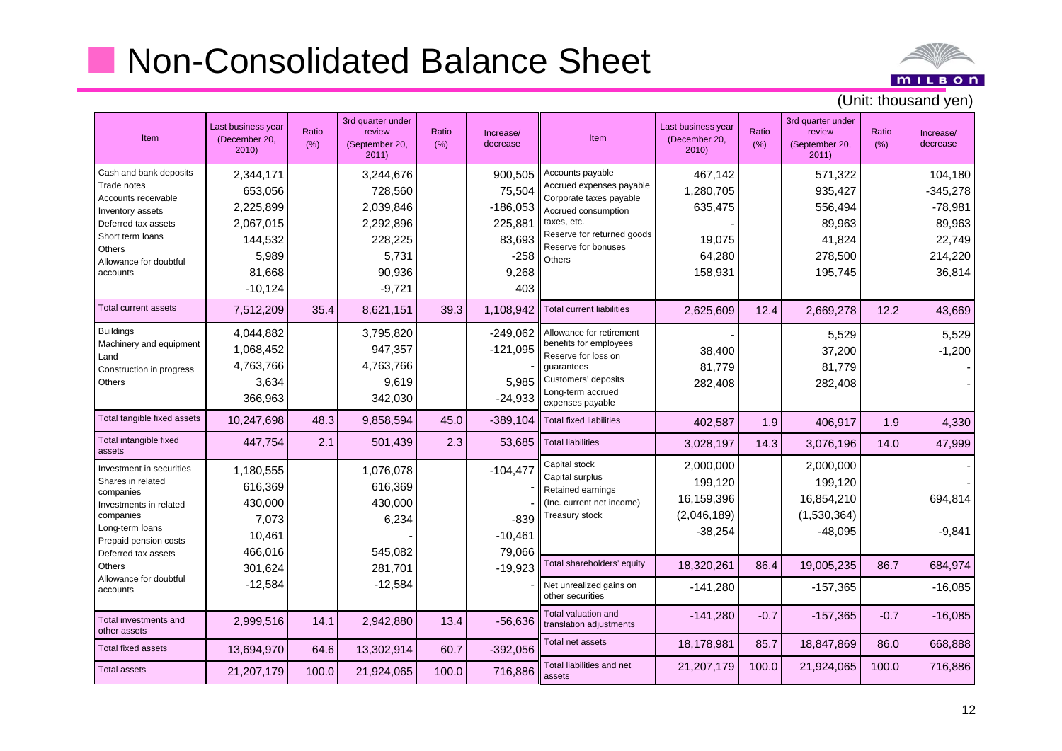# Non-Consolidated Balance Sheet

(Unit: thousand yen)

| Item | Last business year (December 20, 2010) | Ratio (%) | 3rd quarter under review (September 20, 2011) | Ratio (%) | Increase/ decrease |
|---|---|---|---|---|---|
| Cash and bank deposits | 2,344,171 | | 3,244,676 | | 900,505 |
| Trade notes | 653,056 | | 728,560 | | 75,504 |
| Accounts receivable | 2,225,899 | | 2,039,846 | | -186,053 |
| Inventory assets | 2,067,015 | | 2,292,896 | | 225,881 |
| Deferred tax assets | 144,532 | | 228,225 | | 83,693 |
| Short term loans | 5,989 | | 5,731 | | -258 |
| Others | 81,668 | | 90,936 | | 9,268 |
| Allowance for doubtful accounts | -10,124 | | -9,721 | | 403 |
| Total current assets | 7,512,209 | 35.4 | 8,621,151 | 39.3 | 1,108,942 |
| Buildings | 4,044,882 | | 3,795,820 | | -249,062 |
| Machinery and equipment | 1,068,452 | | 947,357 | | -121,095 |
| Land | 4,763,766 | | 4,763,766 | | - |
| Construction in progress | 3,634 | | 9,619 | | 5,985 |
| Others | 366,963 | | 342,030 | | -24,933 |
| Total tangible fixed assets | 10,247,698 | 48.3 | 9,858,594 | 45.0 | -389,104 |
| Total intangible fixed assets | 447,754 | 2.1 | 501,439 | 2.3 | 53,685 |
| Investment in securities | 1,180,555 | | 1,076,078 | | -104,477 |
| Shares in related companies | 616,369 | | 616,369 | | - |
| Investments in related companies | 430,000 | | 430,000 | | - |
| Long-term loans | 7,073 | | 6,234 | | -839 |
| Prepaid pension costs | 10,461 | | - | | -10,461 |
| Deferred tax assets | 466,016 | | 545,082 | | 79,066 |
| Others | 301,624 | | 281,701 | | -19,923 |
| Allowance for doubtful accounts | -12,584 | | -12,584 | | - |
| Total investments and other assets | 2,999,516 | 14.1 | 2,942,880 | 13.4 | -56,636 |
| Total fixed assets | 13,694,970 | 64.6 | 13,302,914 | 60.7 | -392,056 |
| Total assets | 21,207,179 | 100.0 | 21,924,065 | 100.0 | 716,886 |

| Item | Last business year (December 20, 2010) | Ratio (%) | 3rd quarter under review (September 20, 2011) | Ratio (%) | Increase/ decrease |
|---|---|---|---|---|---|
| Accounts payable | 467,142 | | 571,322 | | 104,180 |
| Accrued expenses payable | 1,280,705 | | 935,427 | | -345,278 |
| Corporate taxes payable | 635,475 | | 556,494 | | -78,981 |
| Accrued consumption taxes, etc. | - | | 89,963 | | 89,963 |
| Reserve for returned goods | 19,075 | | 41,824 | | 22,749 |
| Reserve for bonuses | 64,280 | | 278,500 | | 214,220 |
| Others | 158,931 | | 195,745 | | 36,814 |
| Total current liabilities | 2,625,609 | 12.4 | 2,669,278 | 12.2 | 43,669 |
| Allowance for retirement benefits for employees | - | | 5,529 | | 5,529 |
| Reserve for loss on guarantees | 38,400 | | 37,200 | | -1,200 |
| Customers' deposits | 81,779 | | 81,779 | | - |
| Long-term accrued expenses payable | 282,408 | | 282,408 | | - |
| Total fixed liabilities | 402,587 | 1.9 | 406,917 | 1.9 | 4,330 |
| Total liabilities | 3,028,197 | 14.3 | 3,076,196 | 14.0 | 47,999 |
| Capital stock | 2,000,000 | | 2,000,000 | | - |
| Capital surplus | 199,120 | | 199,120 | | - |
| Retained earnings | 16,159,396 | | 16,854,210 | | 694,814 |
| (Inc. current net income) | (2,046,189) | | (1,530,364) | | |
| Treasury stock | -38,254 | | -48,095 | | -9,841 |
| Total shareholders' equity | 18,320,261 | 86.4 | 19,005,235 | 86.7 | 684,974 |
| Net unrealized gains on other securities | -141,280 | | -157,365 | | -16,085 |
| Total valuation and translation adjustments | -141,280 | -0.7 | -157,365 | -0.7 | -16,085 |
| Total net assets | 18,178,981 | 85.7 | 18,847,869 | 86.0 | 668,888 |
| Total liabilities and net assets | 21,207,179 | 100.0 | 21,924,065 | 100.0 | 716,886 |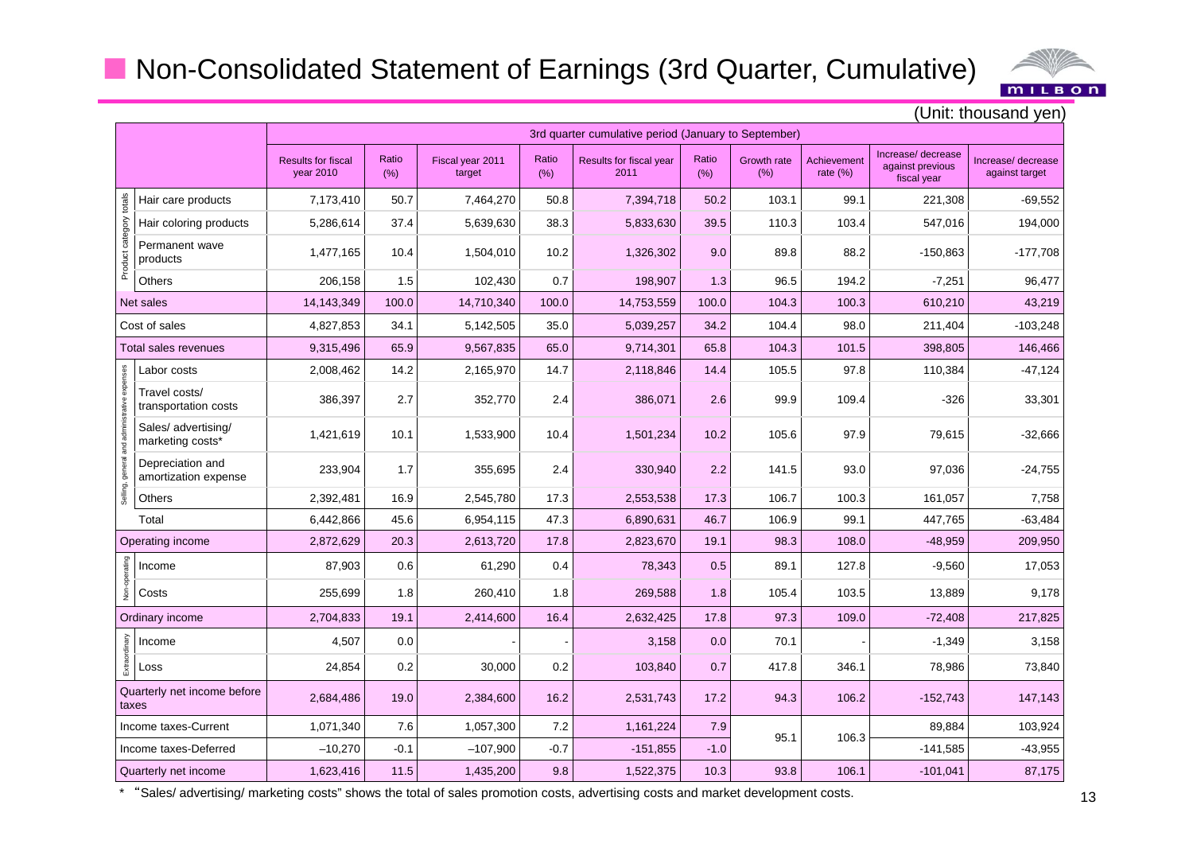# Non-Consolidated Statement of Earnings (3rd Quarter, Cumulative)

(Unit: thousand yen)

| | | 3rd quarter cumulative period (January to September) | | | | | | | | | |
|---|---|---|---|---|---|---|---|---|---|---|---|
| | | Results for fiscal year 2010 | Ratio (%) | Fiscal year 2011 target | Ratio (%) | Results for fiscal year 2011 | Ratio (%) | Growth rate (%) | Achievement rate (%) | Increase/ decrease against previous fiscal year | Increase/ decrease against target |
| Product category totals | Hair care products | 7,173,410 | 50.7 | 7,464,270 | 50.8 | 7,394,718 | 50.2 | 103.1 | 99.1 | 221,308 | -69,552 |
| | Hair coloring products | 5,286,614 | 37.4 | 5,639,630 | 38.3 | 5,833,630 | 39.5 | 110.3 | 103.4 | 547,016 | 194,000 |
| | Permanent wave products | 1,477,165 | 10.4 | 1,504,010 | 10.2 | 1,326,302 | 9.0 | 89.8 | 88.2 | -150,863 | -177,708 |
| | Others | 206,158 | 1.5 | 102,430 | 0.7 | 198,907 | 1.3 | 96.5 | 194.2 | -7,251 | 96,477 |
| Net sales | | 14,143,349 | 100.0 | 14,710,340 | 100.0 | 14,753,559 | 100.0 | 104.3 | 100.3 | 610,210 | 43,219 |
| Cost of sales | | 4,827,853 | 34.1 | 5,142,505 | 35.0 | 5,039,257 | 34.2 | 104.4 | 98.0 | 211,404 | -103,248 |
| Total sales revenues | | 9,315,496 | 65.9 | 9,567,835 | 65.0 | 9,714,301 | 65.8 | 104.3 | 101.5 | 398,805 | 146,466 |
| Selling, general and administrative expenses | Labor costs | 2,008,462 | 14.2 | 2,165,970 | 14.7 | 2,118,846 | 14.4 | 105.5 | 97.8 | 110,384 | -47,124 |
| | Travel costs/ transportation costs | 386,397 | 2.7 | 352,770 | 2.4 | 386,071 | 2.6 | 99.9 | 109.4 | -326 | 33,301 |
| | Sales/ advertising/ marketing costs* | 1,421,619 | 10.1 | 1,533,900 | 10.4 | 1,501,234 | 10.2 | 105.6 | 97.9 | 79,615 | -32,666 |
| | Depreciation and amortization expense | 233,904 | 1.7 | 355,695 | 2.4 | 330,940 | 2.2 | 141.5 | 93.0 | 97,036 | -24,755 |
| | Others | 2,392,481 | 16.9 | 2,545,780 | 17.3 | 2,553,538 | 17.3 | 106.7 | 100.3 | 161,057 | 7,758 |
| | Total | 6,442,866 | 45.6 | 6,954,115 | 47.3 | 6,890,631 | 46.7 | 106.9 | 99.1 | 447,765 | -63,484 |
| Operating income | | 2,872,629 | 20.3 | 2,613,720 | 17.8 | 2,823,670 | 19.1 | 98.3 | 108.0 | -48,959 | 209,950 |
| Non-operating | Income | 87,903 | 0.6 | 61,290 | 0.4 | 78,343 | 0.5 | 89.1 | 127.8 | -9,560 | 17,053 |
| | Costs | 255,699 | 1.8 | 260,410 | 1.8 | 269,588 | 1.8 | 105.4 | 103.5 | 13,889 | 9,178 |
| Ordinary income | | 2,704,833 | 19.1 | 2,414,600 | 16.4 | 2,632,425 | 17.8 | 97.3 | 109.0 | -72,408 | 217,825 |
| Extraordinary | Income | 4,507 | 0.0 | - | - | 3,158 | 0.0 | 70.1 | - | -1,349 | 3,158 |
| | Loss | 24,854 | 0.2 | 30,000 | 0.2 | 103,840 | 0.7 | 417.8 | 346.1 | 78,986 | 73,840 |
| Quarterly net income before taxes | | 2,684,486 | 19.0 | 2,384,600 | 16.2 | 2,531,743 | 17.2 | 94.3 | 106.2 | -152,743 | 147,143 |
| Income taxes-Current | | 1,071,340 | 7.6 | 1,057,300 | 7.2 | 1,161,224 | 7.9 | 95.1 | 106.3 | 89,884 | 103,924 |
| Income taxes-Deferred | | –10,270 | -0.1 | –107,900 | -0.7 | -151,855 | -1.0 | | | -141,585 | -43,955 |
| Quarterly net income | | 1,623,416 | 11.5 | 1,435,200 | 9.8 | 1,522,375 | 10.3 | 93.8 | 106.1 | -101,041 | 87,175 |

\* "Sales/ advertising/ marketing costs" shows the total of sales promotion costs, advertising costs and market development costs.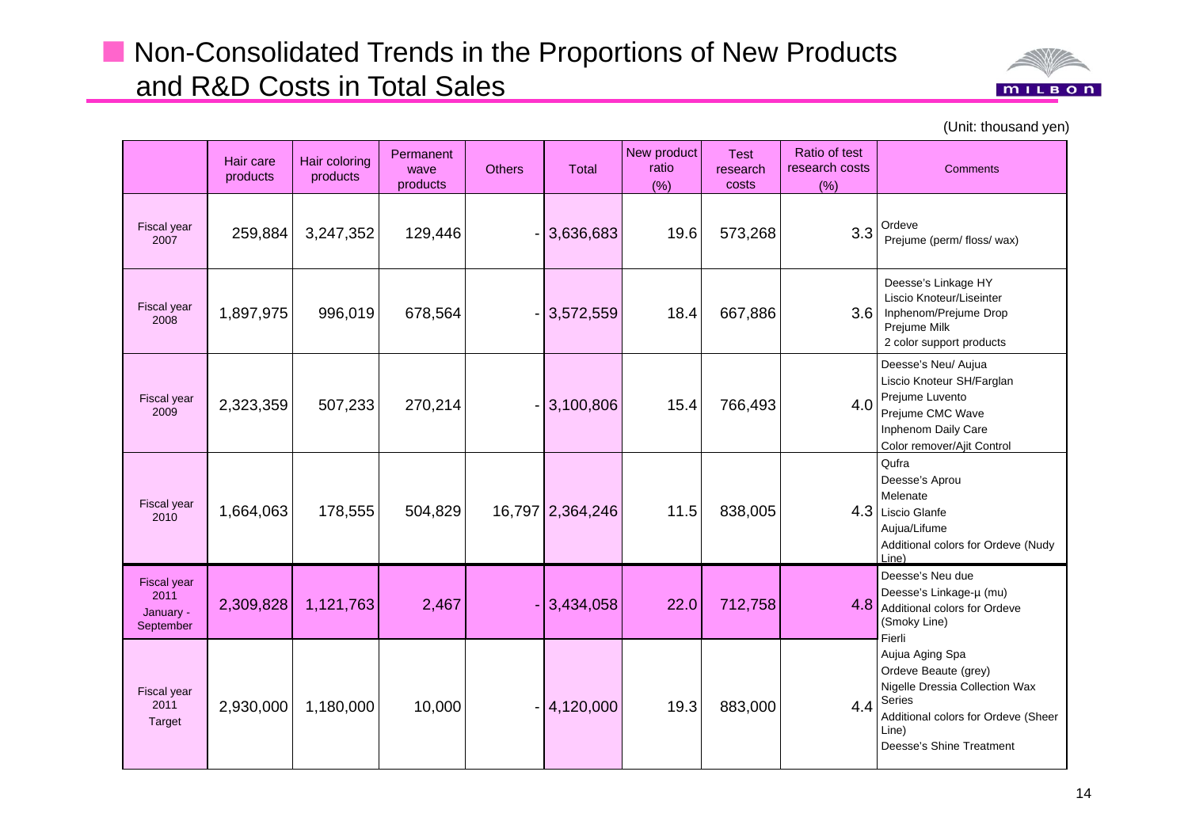## Non-Consolidated Trends in the Proportions of New Products and R&D Costs in Total Sales

(Unit: thousand yen)

| | Hair care products | Hair coloring products | Permanent wave products | Others | Total | New product ratio (%) | Test research costs | Ratio of test research costs (%) | Comments |
|---|---|---|---|---|---|---|---|---|---|
| Fiscal year 2007 | 259,884 | 3,247,352 | 129,446 | - | 3,636,683 | 19.6 | 573,268 | 3.3 | Ordeve<br>Prejume (perm/ floss/ wax) |
| Fiscal year 2008 | 1,897,975 | 996,019 | 678,564 | - | 3,572,559 | 18.4 | 667,886 | 3.6 | Deesse's Linkage HY<br>Liscio Knoteur/Liseinter<br>Inphenom/Prejume Drop<br>Prejume Milk<br>2 color support products |
| Fiscal year 2009 | 2,323,359 | 507,233 | 270,214 | - | 3,100,806 | 15.4 | 766,493 | 4.0 | Deesse's Neu/ Aujua<br>Liscio Knoteur SH/Farglan<br>Prejume Luvento<br>Prejume CMC Wave<br>Inphenom Daily Care<br>Color remover/Ajit Control |
| Fiscal year 2010 | 1,664,063 | 178,555 | 504,829 | 16,797 | 2,364,246 | 11.5 | 838,005 | 4.3 | Qufra<br>Deesse's Aprou<br>Melenate<br>Liscio Glanfe<br>Aujua/Lifume<br>Additional colors for Ordeve (Nudy Line) |
| Fiscal year 2011 January - September | 2,309,828 | 1,121,763 | 2,467 | - | 3,434,058 | 22.0 | 712,758 | 4.8 | Deesse's Neu due<br>Deesse's Linkage-μ (mu)<br>Additional colors for Ordeve (Smoky Line) |
| Fiscal year 2011 Target | 2,930,000 | 1,180,000 | 10,000 | - | 4,120,000 | 19.3 | 883,000 | 4.4 | Fierli<br>Aujua Aging Spa<br>Ordeve Beaute (grey)<br>Nigelle Dressia Collection Wax Series<br>Additional colors for Ordeve (Sheer Line)<br>Deesse's Shine Treatment |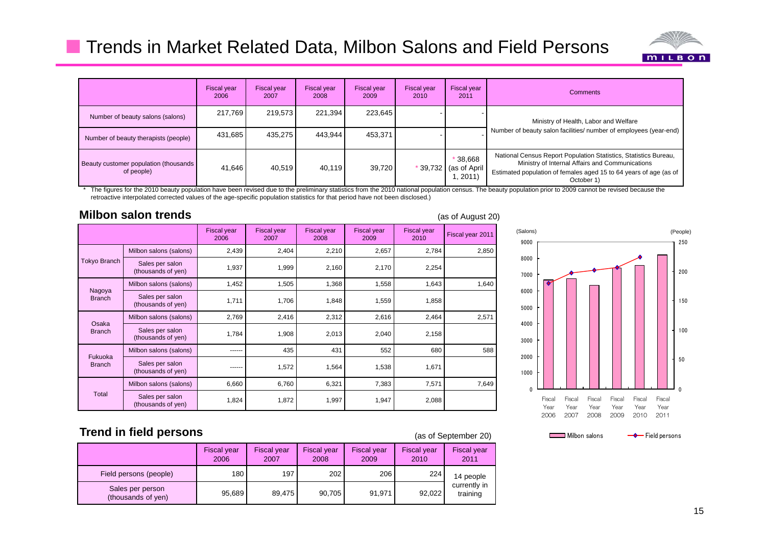# Trends in Market Related Data, Milbon Salons and Field Persons

| | Fiscal year 2006 | Fiscal year 2007 | Fiscal year 2008 | Fiscal year 2009 | Fiscal year 2010 | Fiscal year 2011 | Comments |
|---|---|---|---|---|---|---|---|
| Number of beauty salons (salons) | 217,769 | 219,573 | 221,394 | 223,645 | - | - | Ministry of Health, Labor and Welfare Number of beauty salon facilities/ number of employees (year-end) |
| Number of beauty therapists (people) | 431,685 | 435,275 | 443,944 | 453,371 | - | - | |
| Beauty customer population (thousands of people) | 41,646 | 40,519 | 40,119 | 39,720 | * 39,732 | * 38,668 (as of April 1, 2011) | National Census Report Population Statistics, Statistics Bureau, Ministry of Internal Affairs and Communications Estimated population of females aged 15 to 64 years of age (as of October 1) |

\* The figures for the 2010 beauty population have been revised due to the preliminary statistics from the 2010 national population census. The beauty population prior to 2009 cannot be revised because the retroactive interpolated corrected values of the age-specific population statistics for that period have not been disclosed.)

## Milbon salon trends

(as of August 20)

| | | Fiscal year 2006 | Fiscal year 2007 | Fiscal year 2008 | Fiscal year 2009 | Fiscal year 2010 | Fiscal year 2011 |
|---|---|---|---|---|---|---|---|
| Tokyo Branch | Milbon salons (salons) | 2,439 | 2,404 | 2,210 | 2,657 | 2,784 | 2,850 |
| | Sales per salon (thousands of yen) | 1,937 | 1,999 | 2,160 | 2,170 | 2,254 | |
| Nagoya Branch | Milbon salons (salons) | 1,452 | 1,505 | 1,368 | 1,558 | 1,643 | 1,640 |
| | Sales per salon (thousands of yen) | 1,711 | 1,706 | 1,848 | 1,559 | 1,858 | |
| Osaka Branch | Milbon salons (salons) | 2,769 | 2,416 | 2,312 | 2,616 | 2,464 | 2,571 |
| | Sales per salon (thousands of yen) | 1,784 | 1,908 | 2,013 | 2,040 | 2,158 | |
| Fukuoka Branch | Milbon salons (salons) | ------ | 435 | 431 | 552 | 680 | 588 |
| | Sales per salon (thousands of yen) | ------ | 1,572 | 1,564 | 1,538 | 1,671 | |
| Total | Milbon salons (salons) | 6,660 | 6,760 | 6,321 | 7,383 | 7,571 | 7,649 |
| | Sales per salon (thousands of yen) | 1,824 | 1,872 | 1,997 | 1,947 | 2,088 | |

## Trend in field persons

(as of September 20)

| | Fiscal year 2006 | Fiscal year 2007 | Fiscal year 2008 | Fiscal year 2009 | Fiscal year 2010 | Fiscal year 2011 |
|---|---|---|---|---|---|---|
| Field persons (people) | 180 | 197 | 202 | 206 | 224 | 14 people currently in training |
| Sales per person (thousands of yen) | 95,689 | 89,475 | 90,705 | 91,971 | 92,022 | |

(Salons) (People)

Fiscal Year 2006, Fiscal Year 2007, Fiscal Year 2008, Fiscal Year 2009, Fiscal Year 2010, Fiscal Year 2011

Milbon salons — Field persons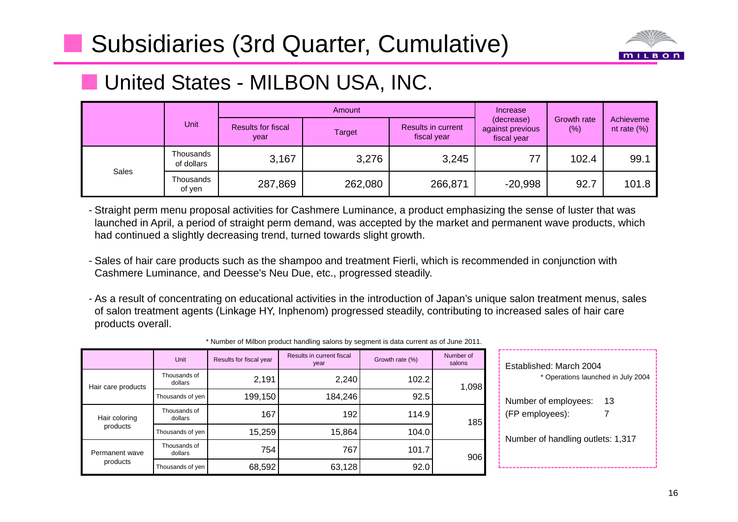# Subsidiaries (3rd Quarter, Cumulative)

## United States - MILBON USA, INC.

| | Unit | Amount | | | Increase (decrease) against previous fiscal year | Growth rate (%) | Achievement rate (%) |
|---|---|---|---|---|---|---|---|
| | | Results for fiscal year | Target | Results in current fiscal year | | | |
| Sales | Thousands of dollars | 3,167 | 3,276 | 3,245 | 77 | 102.4 | 99.1 |
| | Thousands of yen | 287,869 | 262,080 | 266,871 | -20,998 | 92.7 | 101.8 |

- Straight perm menu proposal activities for Cashmere Luminance, a product emphasizing the sense of luster that was launched in April, a period of straight perm demand, was accepted by the market and permanent wave products, which had continued a slightly decreasing trend, turned towards slight growth.

- Sales of hair care products such as the shampoo and treatment Fierli, which is recommended in conjunction with Cashmere Luminance, and Deesse's Neu Due, etc., progressed steadily.

- As a result of concentrating on educational activities in the introduction of Japan's unique salon treatment menus, sales of salon treatment agents (Linkage HY, Inphenom) progressed steadily, contributing to increased sales of hair care products overall.

\* Number of Milbon product handling salons by segment is data current as of June 2011.

| | Unit | Results for fiscal year | Results in current fiscal year | Growth rate (%) | Number of salons |
|---|---|---|---|---|---|
| Hair care products | Thousands of dollars | 2,191 | 2,240 | 102.2 | 1,098 |
| | Thousands of yen | 199,150 | 184,246 | 92.5 | |
| Hair coloring products | Thousands of dollars | 167 | 192 | 114.9 | 185 |
| | Thousands of yen | 15,259 | 15,864 | 104.0 | |
| Permanent wave products | Thousands of dollars | 754 | 767 | 101.7 | 906 |
| | Thousands of yen | 68,592 | 63,128 | 92.0 | |

Established: March 2004
\* Operations launched in July 2004

Number of employees: 13
(FP employees): 7

Number of handling outlets: 1,317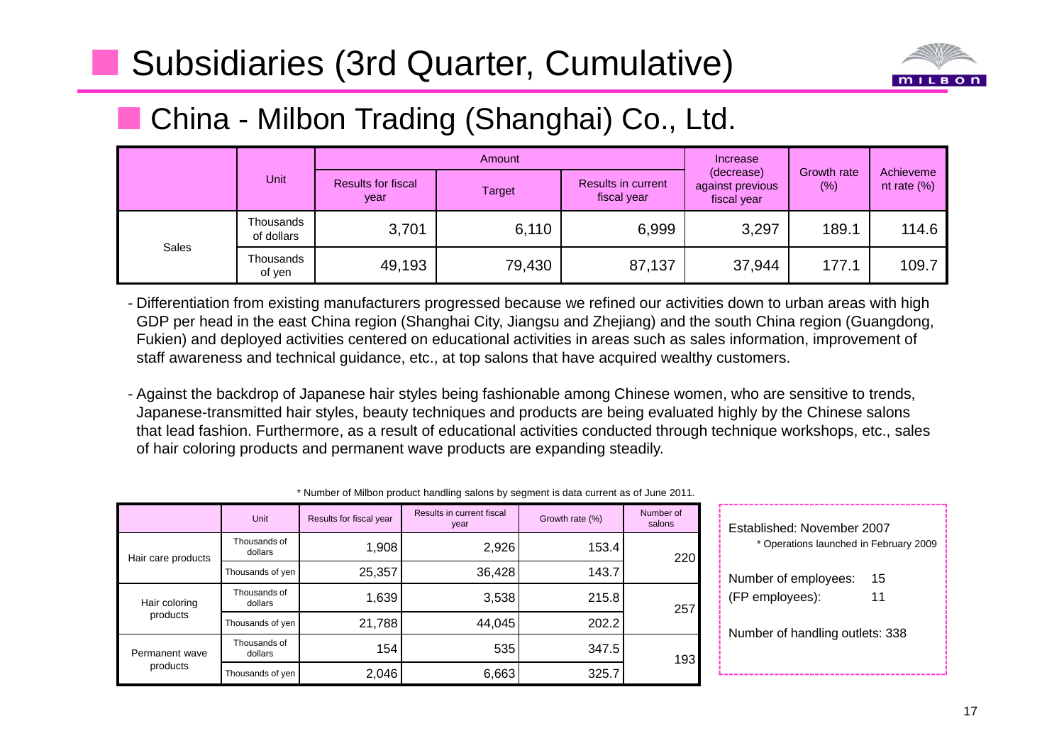# Subsidiaries (3rd Quarter, Cumulative)

## China - Milbon Trading (Shanghai) Co., Ltd.

| | Unit | Amount | | | Increase (decrease) against previous fiscal year | Growth rate (%) | Achievement rate (%) |
|---|---|---|---|---|---|---|---|
| | | Results for fiscal year | Target | Results in current fiscal year | | | |
| Sales | Thousands of dollars | 3,701 | 6,110 | 6,999 | 3,297 | 189.1 | 114.6 |
| | Thousands of yen | 49,193 | 79,430 | 87,137 | 37,944 | 177.1 | 109.7 |

- Differentiation from existing manufacturers progressed because we refined our activities down to urban areas with high GDP per head in the east China region (Shanghai City, Jiangsu and Zhejiang) and the south China region (Guangdong, Fukien) and deployed activities centered on educational activities in areas such as sales information, improvement of staff awareness and technical guidance, etc., at top salons that have acquired wealthy customers.

- Against the backdrop of Japanese hair styles being fashionable among Chinese women, who are sensitive to trends, Japanese-transmitted hair styles, beauty techniques and products are being evaluated highly by the Chinese salons that lead fashion. Furthermore, as a result of educational activities conducted through technique workshops, etc., sales of hair coloring products and permanent wave products are expanding steadily.

* Number of Milbon product handling salons by segment is data current as of June 2011.

| | Unit | Results for fiscal year | Results in current fiscal year | Growth rate (%) | Number of salons |
|---|---|---|---|---|---|
| Hair care products | Thousands of dollars | 1,908 | 2,926 | 153.4 | 220 |
| | Thousands of yen | 25,357 | 36,428 | 143.7 | |
| Hair coloring products | Thousands of dollars | 1,639 | 3,538 | 215.8 | 257 |
| | Thousands of yen | 21,788 | 44,045 | 202.2 | |
| Permanent wave products | Thousands of dollars | 154 | 535 | 347.5 | 193 |
| | Thousands of yen | 2,046 | 6,663 | 325.7 | |

Established: November 2007
* Operations launched in February 2009

Number of employees: 15
(FP employees): 11

Number of handling outlets: 338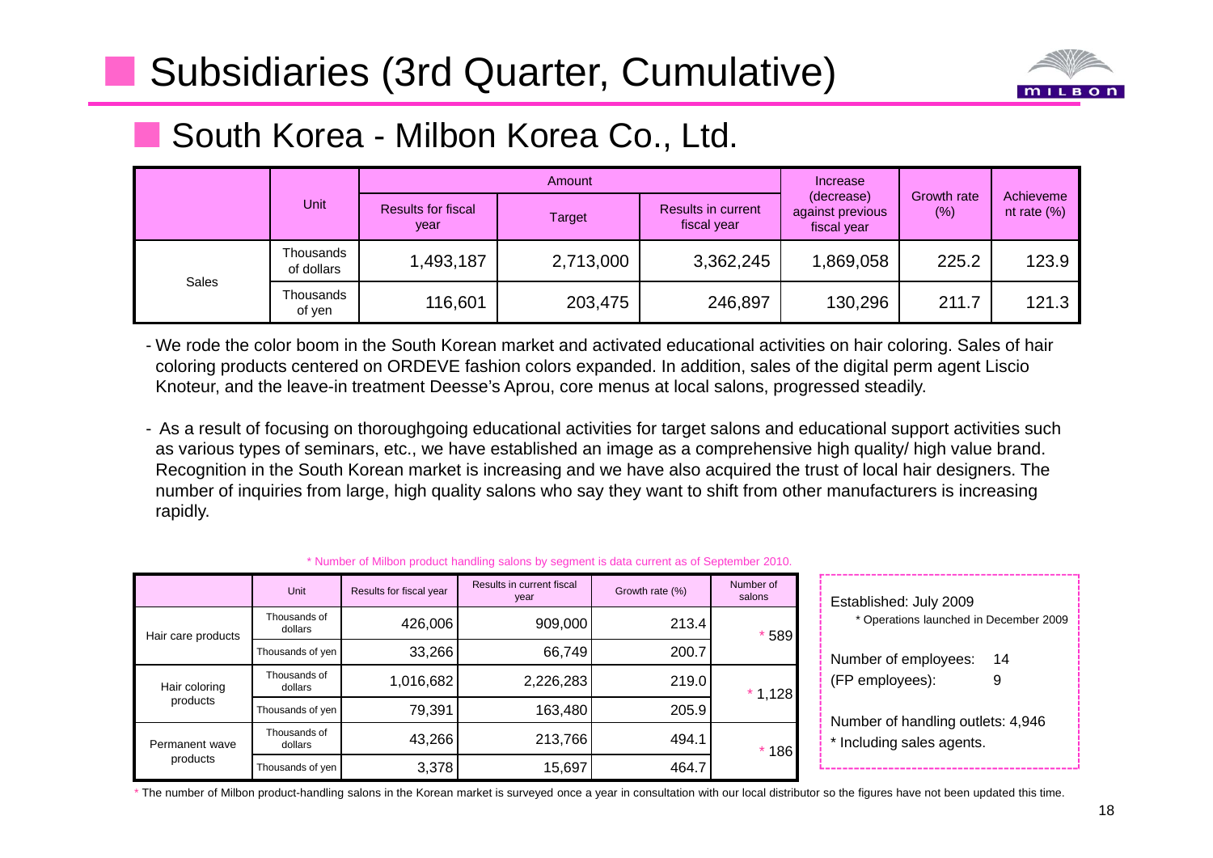# Subsidiaries (3rd Quarter, Cumulative)

## South Korea - Milbon Korea Co., Ltd.

| | Unit | Amount | | | Increase (decrease) against previous fiscal year | Growth rate (%) | Achievement rate (%) |
|---|---|---|---|---|---|---|---|
| | | Results for fiscal year | Target | Results in current fiscal year | | | |
| Sales | Thousands of dollars | 1,493,187 | 2,713,000 | 3,362,245 | 1,869,058 | 225.2 | 123.9 |
| | Thousands of yen | 116,601 | 203,475 | 246,897 | 130,296 | 211.7 | 121.3 |

- We rode the color boom in the South Korean market and activated educational activities on hair coloring. Sales of hair coloring products centered on ORDEVE fashion colors expanded. In addition, sales of the digital perm agent Liscio Knoteur, and the leave-in treatment Deesse's Aprou, core menus at local salons, progressed steadily.

- As a result of focusing on thoroughgoing educational activities for target salons and educational support activities such as various types of seminars, etc., we have established an image as a comprehensive high quality/ high value brand. Recognition in the South Korean market is increasing and we have also acquired the trust of local hair designers. The number of inquiries from large, high quality salons who say they want to shift from other manufacturers is increasing rapidly.

* Number of Milbon product handling salons by segment is data current as of September 2010.

| | Unit | Results for fiscal year | Results in current fiscal year | Growth rate (%) | Number of salons |
|---|---|---|---|---|---|
| Hair care products | Thousands of dollars | 426,006 | 909,000 | 213.4 | * 589 |
| | Thousands of yen | 33,266 | 66,749 | 200.7 | |
| Hair coloring products | Thousands of dollars | 1,016,682 | 2,226,283 | 219.0 | * 1,128 |
| | Thousands of yen | 79,391 | 163,480 | 205.9 | |
| Permanent wave products | Thousands of dollars | 43,266 | 213,766 | 494.1 | * 186 |
| | Thousands of yen | 3,378 | 15,697 | 464.7 | |

Established: July 2009
* Operations launched in December 2009

Number of employees: 14
(FP employees): 9

Number of handling outlets: 4,946
* Including sales agents.

* The number of Milbon product-handling salons in the Korean market is surveyed once a year in consultation with our local distributor so the figures have not been updated this time.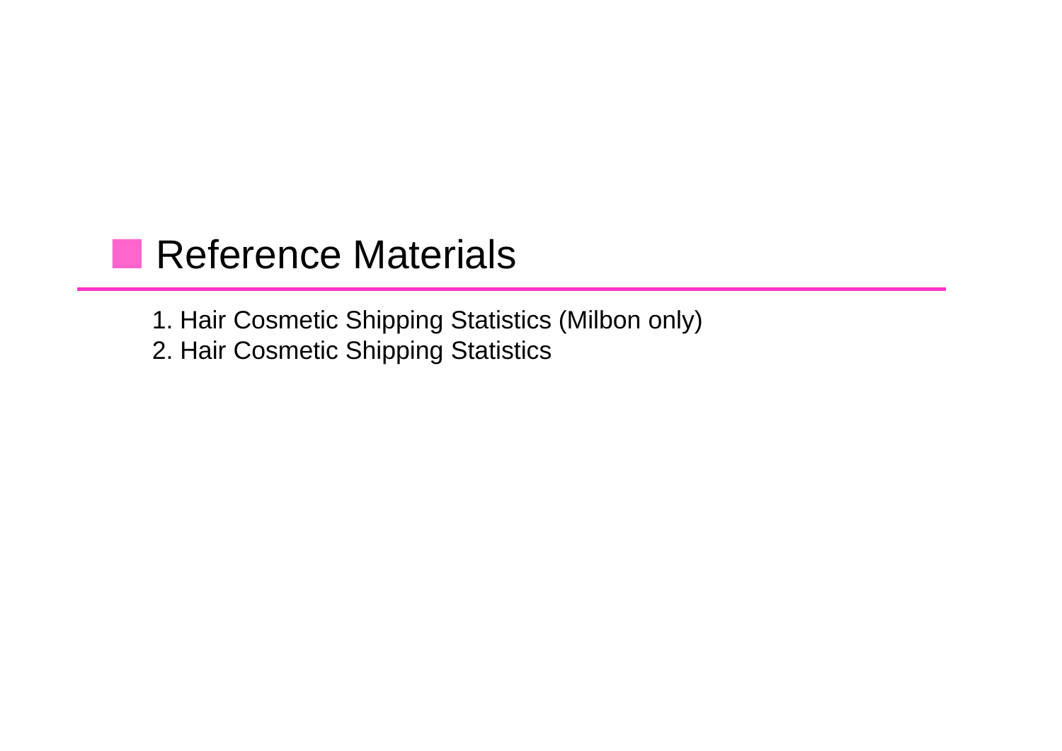## Reference Materials

1. Hair Cosmetic Shipping Statistics (Milbon only)
2. Hair Cosmetic Shipping Statistics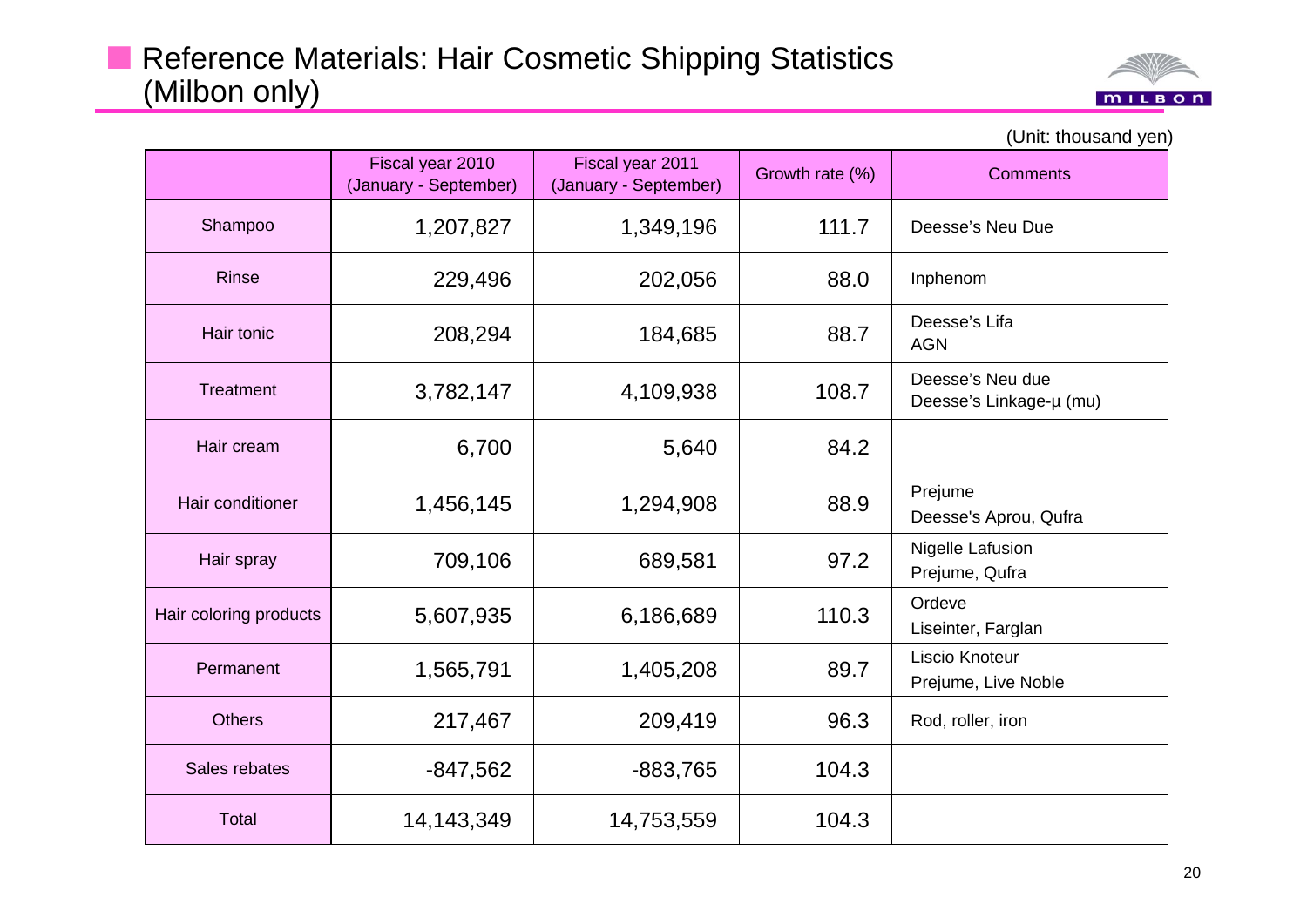## Reference Materials: Hair Cosmetic Shipping Statistics (Milbon only)

(Unit: thousand yen)

| | Fiscal year 2010 (January - September) | Fiscal year 2011 (January - September) | Growth rate (%) | Comments |
|---|---|---|---|---|
| Shampoo | 1,207,827 | 1,349,196 | 111.7 | Deesse's Neu Due |
| Rinse | 229,496 | 202,056 | 88.0 | Inphenom |
| Hair tonic | 208,294 | 184,685 | 88.7 | Deesse's Lifa AGN |
| Treatment | 3,782,147 | 4,109,938 | 108.7 | Deesse's Neu due Deesse's Linkage-μ (mu) |
| Hair cream | 6,700 | 5,640 | 84.2 | |
| Hair conditioner | 1,456,145 | 1,294,908 | 88.9 | Prejume Deesse's Aprou, Qufra |
| Hair spray | 709,106 | 689,581 | 97.2 | Nigelle Lafusion Prejume, Qufra |
| Hair coloring products | 5,607,935 | 6,186,689 | 110.3 | Ordeve Liseinter, Farglan |
| Permanent | 1,565,791 | 1,405,208 | 89.7 | Liscio Knoteur Prejume, Live Noble |
| Others | 217,467 | 209,419 | 96.3 | Rod, roller, iron |
| Sales rebates | -847,562 | -883,765 | 104.3 | |
| Total | 14,143,349 | 14,753,559 | 104.3 | |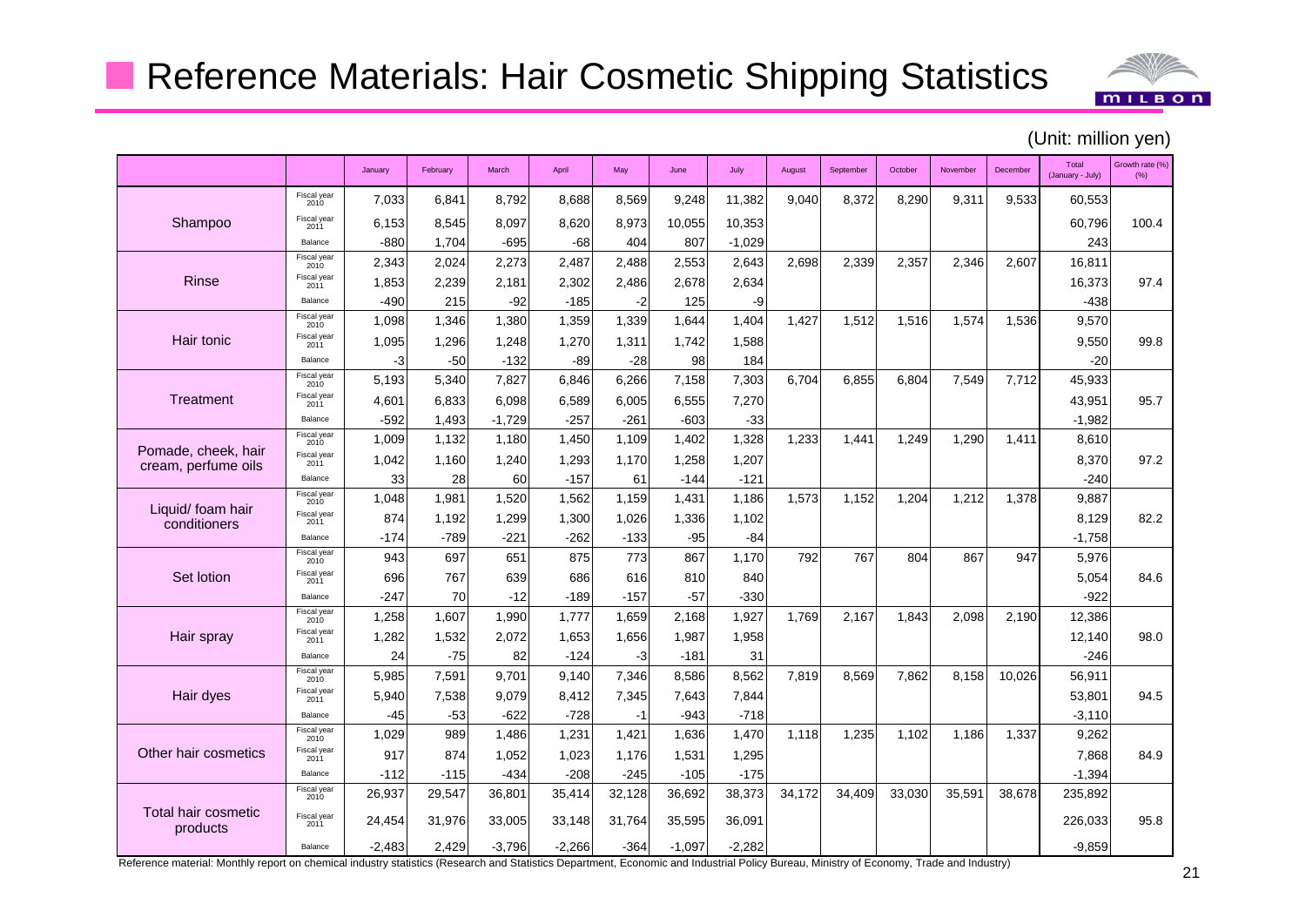# Reference Materials: Hair Cosmetic Shipping Statistics

(Unit: million yen)

| | | January | February | March | April | May | June | July | August | September | October | November | December | Total (January - July) | Growth rate (%) (%) |
|---|---|---|---|---|---|---|---|---|---|---|---|---|---|---|---|
| Shampoo | Fiscal year 2010 | 7,033 | 6,841 | 8,792 | 8,688 | 8,569 | 9,248 | 11,382 | 9,040 | 8,372 | 8,290 | 9,311 | 9,533 | 60,553 | |
| | Fiscal year 2011 | 6,153 | 8,545 | 8,097 | 8,620 | 8,973 | 10,055 | 10,353 | | | | | | 60,796 | 100.4 |
| | Balance | -880 | 1,704 | -695 | -68 | 404 | 807 | -1,029 | | | | | | 243 | |
| Rinse | Fiscal year 2010 | 2,343 | 2,024 | 2,273 | 2,487 | 2,488 | 2,553 | 2,643 | 2,698 | 2,339 | 2,357 | 2,346 | 2,607 | 16,811 | |
| | Fiscal year 2011 | 1,853 | 2,239 | 2,181 | 2,302 | 2,486 | 2,678 | 2,634 | | | | | | 16,373 | 97.4 |
| | Balance | -490 | 215 | -92 | -185 | -2 | 125 | -9 | | | | | | -438 | |
| Hair tonic | Fiscal year 2010 | 1,098 | 1,346 | 1,380 | 1,359 | 1,339 | 1,644 | 1,404 | 1,427 | 1,512 | 1,516 | 1,574 | 1,536 | 9,570 | |
| | Fiscal year 2011 | 1,095 | 1,296 | 1,248 | 1,270 | 1,311 | 1,742 | 1,588 | | | | | | 9,550 | 99.8 |
| | Balance | -3 | -50 | -132 | -89 | -28 | 98 | 184 | | | | | | -20 | |
| Treatment | Fiscal year 2010 | 5,193 | 5,340 | 7,827 | 6,846 | 6,266 | 7,158 | 7,303 | 6,704 | 6,855 | 6,804 | 7,549 | 7,712 | 45,933 | |
| | Fiscal year 2011 | 4,601 | 6,833 | 6,098 | 6,589 | 6,005 | 6,555 | 7,270 | | | | | | 43,951 | 95.7 |
| | Balance | -592 | 1,493 | -1,729 | -257 | -261 | -603 | -33 | | | | | | -1,982 | |
| Pomade, cheek, hair cream, perfume oils | Fiscal year 2010 | 1,009 | 1,132 | 1,180 | 1,450 | 1,109 | 1,402 | 1,328 | 1,233 | 1,441 | 1,249 | 1,290 | 1,411 | 8,610 | |
| | Fiscal year 2011 | 1,042 | 1,160 | 1,240 | 1,293 | 1,170 | 1,258 | 1,207 | | | | | | 8,370 | 97.2 |
| | Balance | 33 | 28 | 60 | -157 | 61 | -144 | -121 | | | | | | -240 | |
| Liquid/ foam hair conditioners | Fiscal year 2010 | 1,048 | 1,981 | 1,520 | 1,562 | 1,159 | 1,431 | 1,186 | 1,573 | 1,152 | 1,204 | 1,212 | 1,378 | 9,887 | |
| | Fiscal year 2011 | 874 | 1,192 | 1,299 | 1,300 | 1,026 | 1,336 | 1,102 | | | | | | 8,129 | 82.2 |
| | Balance | -174 | -789 | -221 | -262 | -133 | -95 | -84 | | | | | | -1,758 | |
| Set lotion | Fiscal year 2010 | 943 | 697 | 651 | 875 | 773 | 867 | 1,170 | 792 | 767 | 804 | 867 | 947 | 5,976 | |
| | Fiscal year 2011 | 696 | 767 | 639 | 686 | 616 | 810 | 840 | | | | | | 5,054 | 84.6 |
| | Balance | -247 | 70 | -12 | -189 | -157 | -57 | -330 | | | | | | -922 | |
| Hair spray | Fiscal year 2010 | 1,258 | 1,607 | 1,990 | 1,777 | 1,659 | 2,168 | 1,927 | 1,769 | 2,167 | 1,843 | 2,098 | 2,190 | 12,386 | |
| | Fiscal year 2011 | 1,282 | 1,532 | 2,072 | 1,653 | 1,656 | 1,987 | 1,958 | | | | | | 12,140 | 98.0 |
| | Balance | 24 | -75 | 82 | -124 | -3 | -181 | 31 | | | | | | -246 | |
| Hair dyes | Fiscal year 2010 | 5,985 | 7,591 | 9,701 | 9,140 | 7,346 | 8,586 | 8,562 | 7,819 | 8,569 | 7,862 | 8,158 | 10,026 | 56,911 | |
| | Fiscal year 2011 | 5,940 | 7,538 | 9,079 | 8,412 | 7,345 | 7,643 | 7,844 | | | | | | 53,801 | 94.5 |
| | Balance | -45 | -53 | -622 | -728 | -1 | -943 | -718 | | | | | | -3,110 | |
| Other hair cosmetics | Fiscal year 2010 | 1,029 | 989 | 1,486 | 1,231 | 1,421 | 1,636 | 1,470 | 1,118 | 1,235 | 1,102 | 1,186 | 1,337 | 9,262 | |
| | Fiscal year 2011 | 917 | 874 | 1,052 | 1,023 | 1,176 | 1,531 | 1,295 | | | | | | 7,868 | 84.9 |
| | Balance | -112 | -115 | -434 | -208 | -245 | -105 | -175 | | | | | | -1,394 | |
| Total hair cosmetic products | Fiscal year 2010 | 26,937 | 29,547 | 36,801 | 35,414 | 32,128 | 36,692 | 38,373 | 34,172 | 34,409 | 33,030 | 35,591 | 38,678 | 235,892 | |
| | Fiscal year 2011 | 24,454 | 31,976 | 33,005 | 33,148 | 31,764 | 35,595 | 36,091 | | | | | | 226,033 | 95.8 |
| | Balance | -2,483 | 2,429 | -3,796 | -2,266 | -364 | -1,097 | -2,282 | | | | | | -9,859 | |

Reference material: Monthly report on chemical industry statistics (Research and Statistics Department, Economic and Industrial Policy Bureau, Ministry of Economy, Trade and Industry)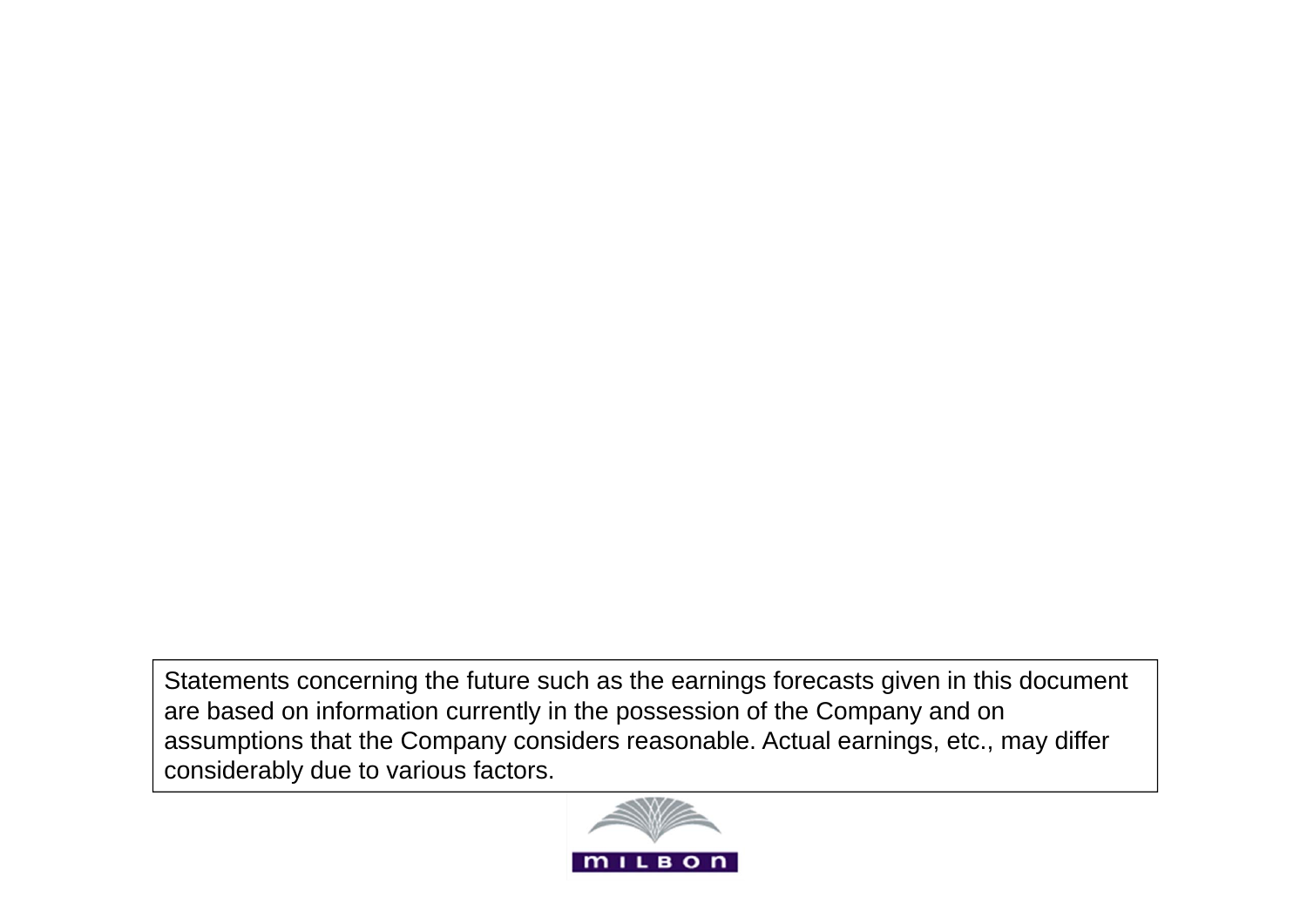Statements concerning the future such as the earnings forecasts given in this document are based on information currently in the possession of the Company and on assumptions that the Company considers reasonable. Actual earnings, etc., may differ considerably due to various factors.